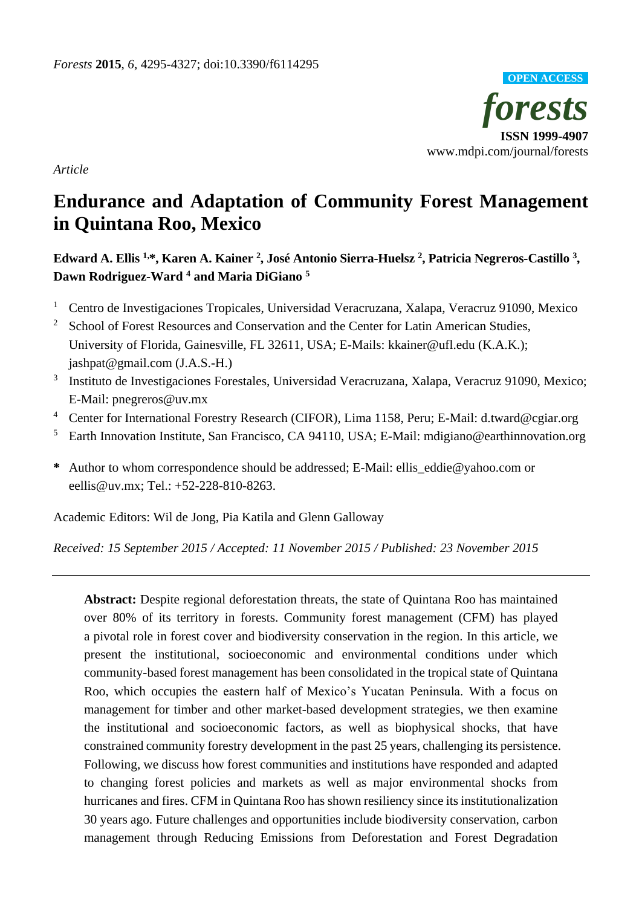*Article*

# Endurance and Adaptation of Community Forest Management in Quintana Roo, Mexico

**Edward A. Ellis [1,*], Karen A. Kainer [2], José Antonio Sierra-Huelsz [2], Patricia Negreros-Castillo [3], Dawn Rodriguez-Ward [4] and Maria DiGiano [5]**

1. Centro de Investigaciones Tropicales, Universidad Veracruzana, Xalapa, Veracruz 91090, Mexico
2. School of Forest Resources and Conservation and the Center for Latin American Studies, University of Florida, Gainesville, FL 32611, USA; E-Mails: kkainer@ufl.edu (K.A.K.); jashpat@gmail.com (J.A.S.-H.)
3. Instituto de Investigaciones Forestales, Universidad Veracruzana, Xalapa, Veracruz 91090, Mexico; E-Mail: pnegreros@uv.mx
4. Center for International Forestry Research (CIFOR), Lima 1158, Peru; E-Mail: d.tward@cgiar.org
5. Earth Innovation Institute, San Francisco, CA 94110, USA; E-Mail: mdigiano@earthinnovation.org

**\*** Author to whom correspondence should be addressed; E-Mail: ellis_eddie@yahoo.com or eellis@uv.mx; Tel.: +52-228-810-8263.

Academic Editors: Wil de Jong, Pia Katila and Glenn Galloway

*Received: 15 September 2015 / Accepted: 11 November 2015 / Published: 23 November 2015*

---

**Abstract:** Despite regional deforestation threats, the state of Quintana Roo has maintained over 80% of its territory in forests. Community forest management (CFM) has played a pivotal role in forest cover and biodiversity conservation in the region. In this article, we present the institutional, socioeconomic and environmental conditions under which community-based forest management has been consolidated in the tropical state of Quintana Roo, which occupies the eastern half of Mexico's Yucatan Peninsula. With a focus on management for timber and other market-based development strategies, we then examine the institutional and socioeconomic factors, as well as biophysical shocks, that have constrained community forestry development in the past 25 years, challenging its persistence. Following, we discuss how forest communities and institutions have responded and adapted to changing forest policies and markets as well as major environmental shocks from hurricanes and fires. CFM in Quintana Roo has shown resiliency since its institutionalization 30 years ago. Future challenges and opportunities include biodiversity conservation, carbon management through Reducing Emissions from Deforestation and Forest Degradation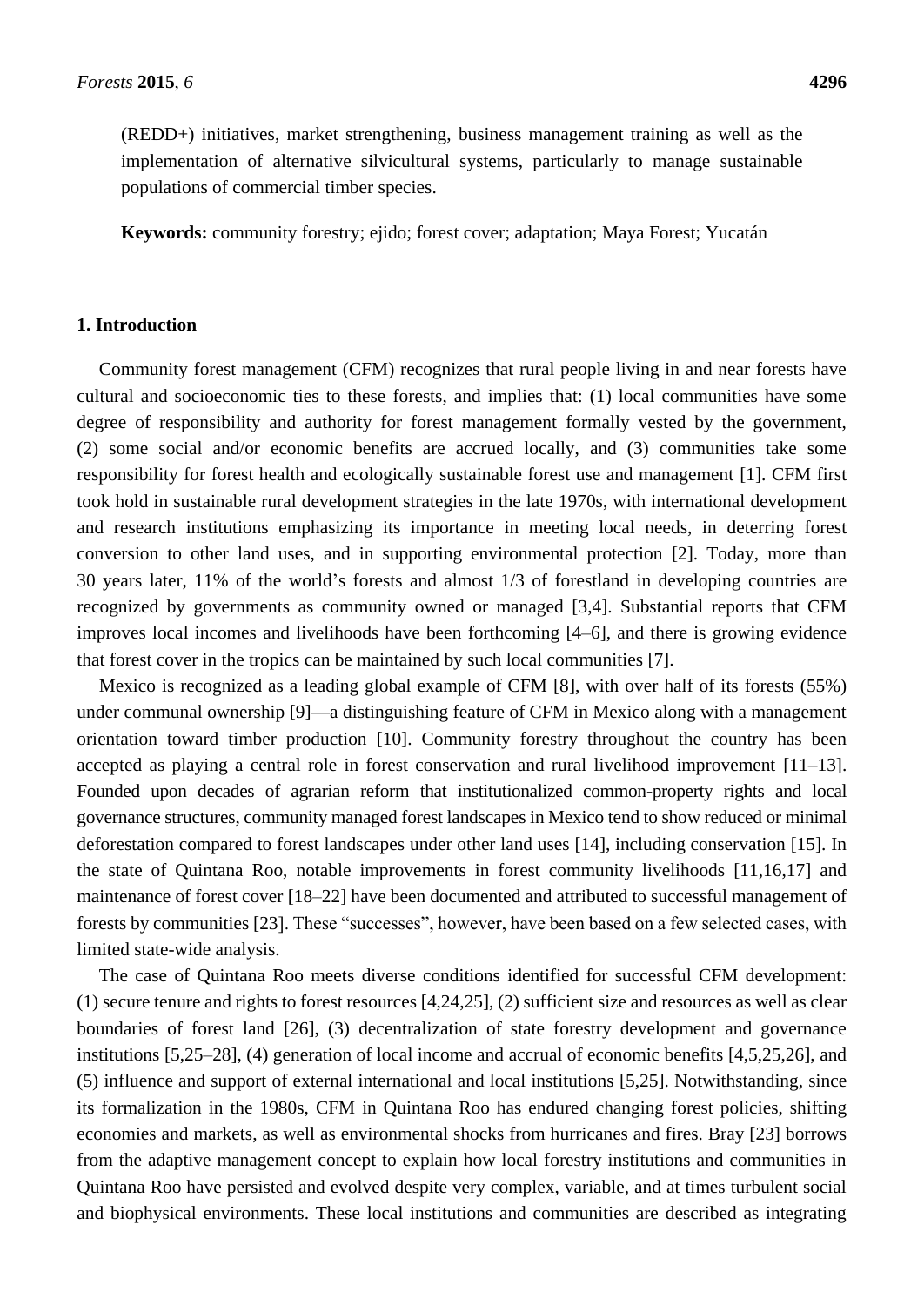(REDD+) initiatives, market strengthening, business management training as well as the implementation of alternative silvicultural systems, particularly to manage sustainable populations of commercial timber species.

**Keywords:** community forestry; ejido; forest cover; adaptation; Maya Forest; Yucatán

## 1. Introduction

Community forest management (CFM) recognizes that rural people living in and near forests have cultural and socioeconomic ties to these forests, and implies that: (1) local communities have some degree of responsibility and authority for forest management formally vested by the government, (2) some social and/or economic benefits are accrued locally, and (3) communities take some responsibility for forest health and ecologically sustainable forest use and management [1]. CFM first took hold in sustainable rural development strategies in the late 1970s, with international development and research institutions emphasizing its importance in meeting local needs, in deterring forest conversion to other land uses, and in supporting environmental protection [2]. Today, more than 30 years later, 11% of the world's forests and almost 1/3 of forestland in developing countries are recognized by governments as community owned or managed [3,4]. Substantial reports that CFM improves local incomes and livelihoods have been forthcoming [4–6], and there is growing evidence that forest cover in the tropics can be maintained by such local communities [7].

Mexico is recognized as a leading global example of CFM [8], with over half of its forests (55%) under communal ownership [9]—a distinguishing feature of CFM in Mexico along with a management orientation toward timber production [10]. Community forestry throughout the country has been accepted as playing a central role in forest conservation and rural livelihood improvement [11–13]. Founded upon decades of agrarian reform that institutionalized common-property rights and local governance structures, community managed forest landscapes in Mexico tend to show reduced or minimal deforestation compared to forest landscapes under other land uses [14], including conservation [15]. In the state of Quintana Roo, notable improvements in forest community livelihoods [11,16,17] and maintenance of forest cover [18–22] have been documented and attributed to successful management of forests by communities [23]. These "successes", however, have been based on a few selected cases, with limited state-wide analysis.

The case of Quintana Roo meets diverse conditions identified for successful CFM development: (1) secure tenure and rights to forest resources [4,24,25], (2) sufficient size and resources as well as clear boundaries of forest land [26], (3) decentralization of state forestry development and governance institutions [5,25–28], (4) generation of local income and accrual of economic benefits [4,5,25,26], and (5) influence and support of external international and local institutions [5,25]. Notwithstanding, since its formalization in the 1980s, CFM in Quintana Roo has endured changing forest policies, shifting economies and markets, as well as environmental shocks from hurricanes and fires. Bray [23] borrows from the adaptive management concept to explain how local forestry institutions and communities in Quintana Roo have persisted and evolved despite very complex, variable, and at times turbulent social and biophysical environments. These local institutions and communities are described as integrating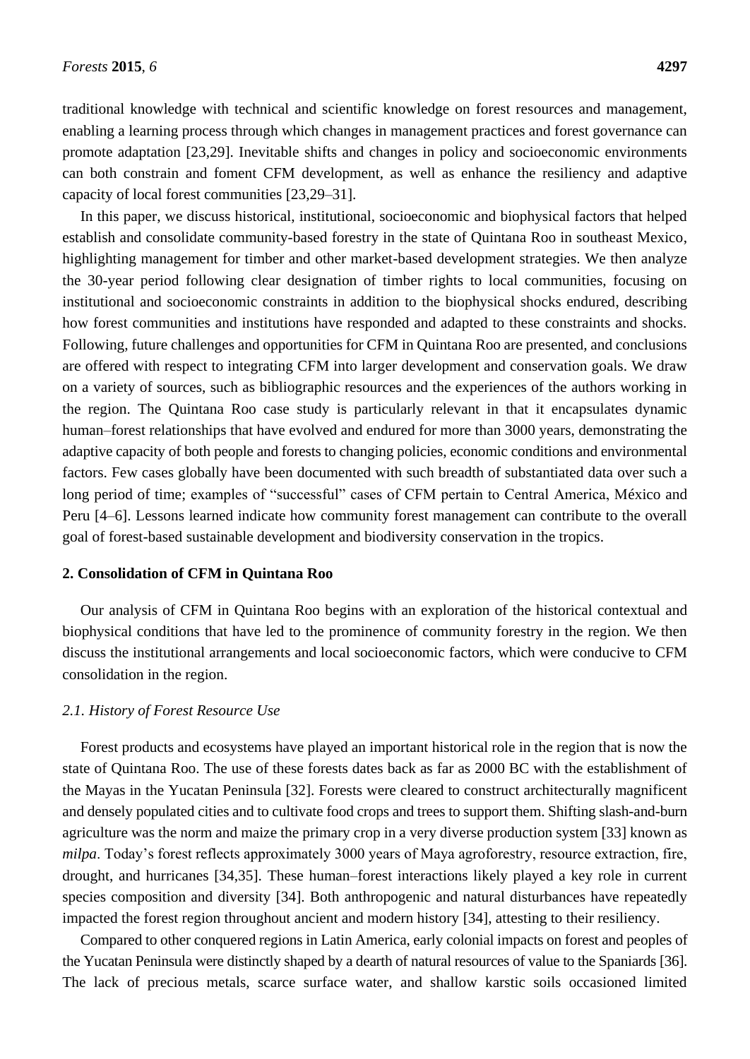traditional knowledge with technical and scientific knowledge on forest resources and management, enabling a learning process through which changes in management practices and forest governance can promote adaptation [23,29]. Inevitable shifts and changes in policy and socioeconomic environments can both constrain and foment CFM development, as well as enhance the resiliency and adaptive capacity of local forest communities [23,29–31].

In this paper, we discuss historical, institutional, socioeconomic and biophysical factors that helped establish and consolidate community-based forestry in the state of Quintana Roo in southeast Mexico, highlighting management for timber and other market-based development strategies. We then analyze the 30-year period following clear designation of timber rights to local communities, focusing on institutional and socioeconomic constraints in addition to the biophysical shocks endured, describing how forest communities and institutions have responded and adapted to these constraints and shocks. Following, future challenges and opportunities for CFM in Quintana Roo are presented, and conclusions are offered with respect to integrating CFM into larger development and conservation goals. We draw on a variety of sources, such as bibliographic resources and the experiences of the authors working in the region. The Quintana Roo case study is particularly relevant in that it encapsulates dynamic human–forest relationships that have evolved and endured for more than 3000 years, demonstrating the adaptive capacity of both people and forests to changing policies, economic conditions and environmental factors. Few cases globally have been documented with such breadth of substantiated data over such a long period of time; examples of "successful" cases of CFM pertain to Central America, México and Peru [4–6]. Lessons learned indicate how community forest management can contribute to the overall goal of forest-based sustainable development and biodiversity conservation in the tropics.

## 2. Consolidation of CFM in Quintana Roo

Our analysis of CFM in Quintana Roo begins with an exploration of the historical contextual and biophysical conditions that have led to the prominence of community forestry in the region. We then discuss the institutional arrangements and local socioeconomic factors, which were conducive to CFM consolidation in the region.

### *2.1. History of Forest Resource Use*

Forest products and ecosystems have played an important historical role in the region that is now the state of Quintana Roo. The use of these forests dates back as far as 2000 BC with the establishment of the Mayas in the Yucatan Peninsula [32]. Forests were cleared to construct architecturally magnificent and densely populated cities and to cultivate food crops and trees to support them. Shifting slash-and-burn agriculture was the norm and maize the primary crop in a very diverse production system [33] known as *milpa*. Today's forest reflects approximately 3000 years of Maya agroforestry, resource extraction, fire, drought, and hurricanes [34,35]. These human–forest interactions likely played a key role in current species composition and diversity [34]. Both anthropogenic and natural disturbances have repeatedly impacted the forest region throughout ancient and modern history [34], attesting to their resiliency.

Compared to other conquered regions in Latin America, early colonial impacts on forest and peoples of the Yucatan Peninsula were distinctly shaped by a dearth of natural resources of value to the Spaniards [36]. The lack of precious metals, scarce surface water, and shallow karstic soils occasioned limited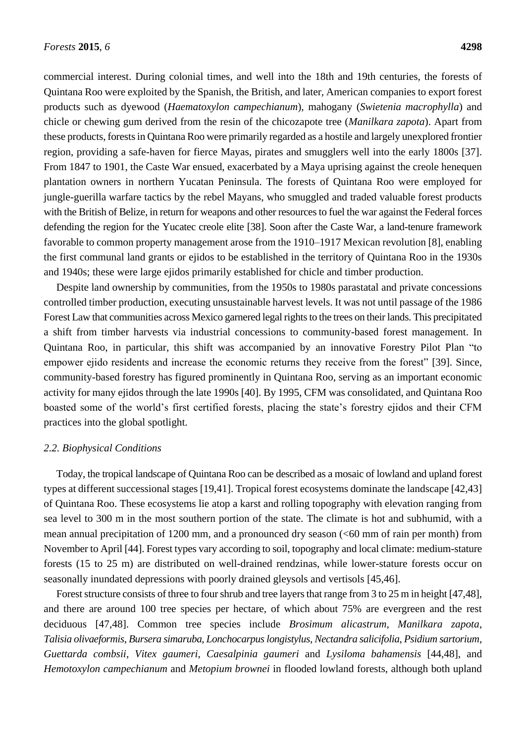commercial interest. During colonial times, and well into the 18th and 19th centuries, the forests of Quintana Roo were exploited by the Spanish, the British, and later, American companies to export forest products such as dyewood (*Haematoxylon campechianum*), mahogany (*Swietenia macrophylla*) and chicle or chewing gum derived from the resin of the chicozapote tree (*Manilkara zapota*). Apart from these products, forests in Quintana Roo were primarily regarded as a hostile and largely unexplored frontier region, providing a safe-haven for fierce Mayas, pirates and smugglers well into the early 1800s [37]. From 1847 to 1901, the Caste War ensued, exacerbated by a Maya uprising against the creole henequen plantation owners in northern Yucatan Peninsula. The forests of Quintana Roo were employed for jungle-guerilla warfare tactics by the rebel Mayans, who smuggled and traded valuable forest products with the British of Belize, in return for weapons and other resources to fuel the war against the Federal forces defending the region for the Yucatec creole elite [38]. Soon after the Caste War, a land-tenure framework favorable to common property management arose from the 1910–1917 Mexican revolution [8], enabling the first communal land grants or ejidos to be established in the territory of Quintana Roo in the 1930s and 1940s; these were large ejidos primarily established for chicle and timber production.

Despite land ownership by communities, from the 1950s to 1980s parastatal and private concessions controlled timber production, executing unsustainable harvest levels. It was not until passage of the 1986 Forest Law that communities across Mexico garnered legal rights to the trees on their lands. This precipitated a shift from timber harvests via industrial concessions to community-based forest management. In Quintana Roo, in particular, this shift was accompanied by an innovative Forestry Pilot Plan "to empower ejido residents and increase the economic returns they receive from the forest" [39]. Since, community-based forestry has figured prominently in Quintana Roo, serving as an important economic activity for many ejidos through the late 1990s [40]. By 1995, CFM was consolidated, and Quintana Roo boasted some of the world's first certified forests, placing the state's forestry ejidos and their CFM practices into the global spotlight.

### 2.2. Biophysical Conditions

Today, the tropical landscape of Quintana Roo can be described as a mosaic of lowland and upland forest types at different successional stages [19,41]. Tropical forest ecosystems dominate the landscape [42,43] of Quintana Roo. These ecosystems lie atop a karst and rolling topography with elevation ranging from sea level to 300 m in the most southern portion of the state. The climate is hot and subhumid, with a mean annual precipitation of 1200 mm, and a pronounced dry season (<60 mm of rain per month) from November to April [44]. Forest types vary according to soil, topography and local climate: medium-stature forests (15 to 25 m) are distributed on well-drained rendzinas, while lower-stature forests occur on seasonally inundated depressions with poorly drained gleysols and vertisols [45,46].

Forest structure consists of three to four shrub and tree layers that range from 3 to 25 m in height [47,48], and there are around 100 tree species per hectare, of which about 75% are evergreen and the rest deciduous [47,48]. Common tree species include *Brosimum alicastrum*, *Manilkara zapota*, *Talisia olivaeformis*, *Bursera simaruba*, *Lonchocarpus longistylus*, *Nectandra salicifolia*, *Psidium sartorium*, *Guettarda combsii*, *Vitex gaumeri*, *Caesalpinia gaumeri* and *Lysiloma bahamensis* [44,48], and *Hemotoxylon campechianum* and *Metopium brownei* in flooded lowland forests, although both upland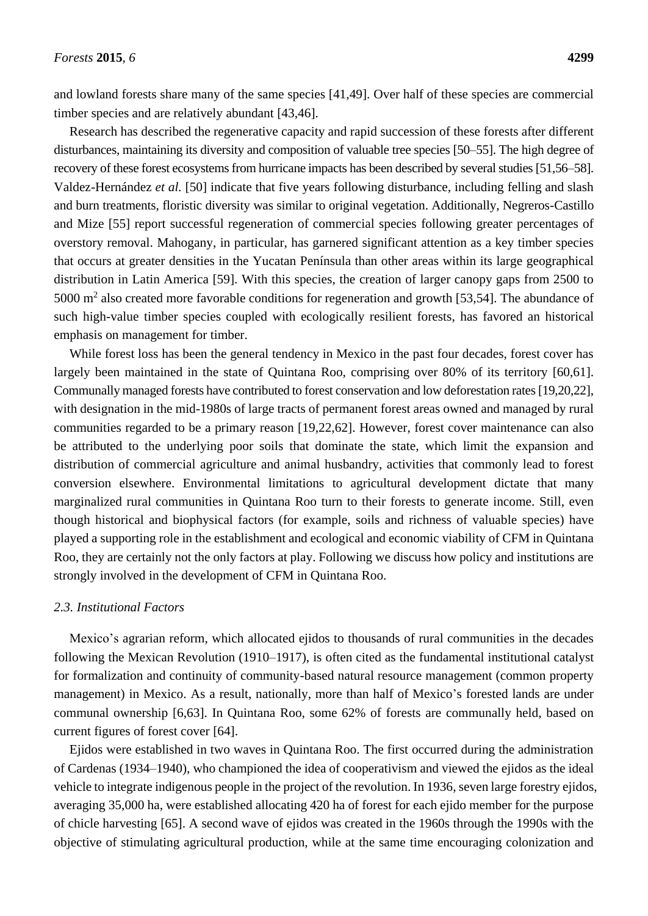and lowland forests share many of the same species [41,49]. Over half of these species are commercial timber species and are relatively abundant [43,46].

Research has described the regenerative capacity and rapid succession of these forests after different disturbances, maintaining its diversity and composition of valuable tree species [50–55]. The high degree of recovery of these forest ecosystems from hurricane impacts has been described by several studies [51,56–58]. Valdez-Hernández *et al.* [50] indicate that five years following disturbance, including felling and slash and burn treatments, floristic diversity was similar to original vegetation. Additionally, Negreros-Castillo and Mize [55] report successful regeneration of commercial species following greater percentages of overstory removal. Mahogany, in particular, has garnered significant attention as a key timber species that occurs at greater densities in the Yucatan Península than other areas within its large geographical distribution in Latin America [59]. With this species, the creation of larger canopy gaps from 2500 to 5000 $m^2$ also created more favorable conditions for regeneration and growth [53,54]. The abundance of such high-value timber species coupled with ecologically resilient forests, has favored an historical emphasis on management for timber.

While forest loss has been the general tendency in Mexico in the past four decades, forest cover has largely been maintained in the state of Quintana Roo, comprising over 80% of its territory [60,61]. Communally managed forests have contributed to forest conservation and low deforestation rates [19,20,22], with designation in the mid-1980s of large tracts of permanent forest areas owned and managed by rural communities regarded to be a primary reason [19,22,62]. However, forest cover maintenance can also be attributed to the underlying poor soils that dominate the state, which limit the expansion and distribution of commercial agriculture and animal husbandry, activities that commonly lead to forest conversion elsewhere. Environmental limitations to agricultural development dictate that many marginalized rural communities in Quintana Roo turn to their forests to generate income. Still, even though historical and biophysical factors (for example, soils and richness of valuable species) have played a supporting role in the establishment and ecological and economic viability of CFM in Quintana Roo, they are certainly not the only factors at play. Following we discuss how policy and institutions are strongly involved in the development of CFM in Quintana Roo.

### *2.3. Institutional Factors*

Mexico's agrarian reform, which allocated ejidos to thousands of rural communities in the decades following the Mexican Revolution (1910–1917), is often cited as the fundamental institutional catalyst for formalization and continuity of community-based natural resource management (common property management) in Mexico. As a result, nationally, more than half of Mexico's forested lands are under communal ownership [6,63]. In Quintana Roo, some 62% of forests are communally held, based on current figures of forest cover [64].

Ejidos were established in two waves in Quintana Roo. The first occurred during the administration of Cardenas (1934–1940), who championed the idea of cooperativism and viewed the ejidos as the ideal vehicle to integrate indigenous people in the project of the revolution. In 1936, seven large forestry ejidos, averaging 35,000 ha, were established allocating 420 ha of forest for each ejido member for the purpose of chicle harvesting [65]. A second wave of ejidos was created in the 1960s through the 1990s with the objective of stimulating agricultural production, while at the same time encouraging colonization and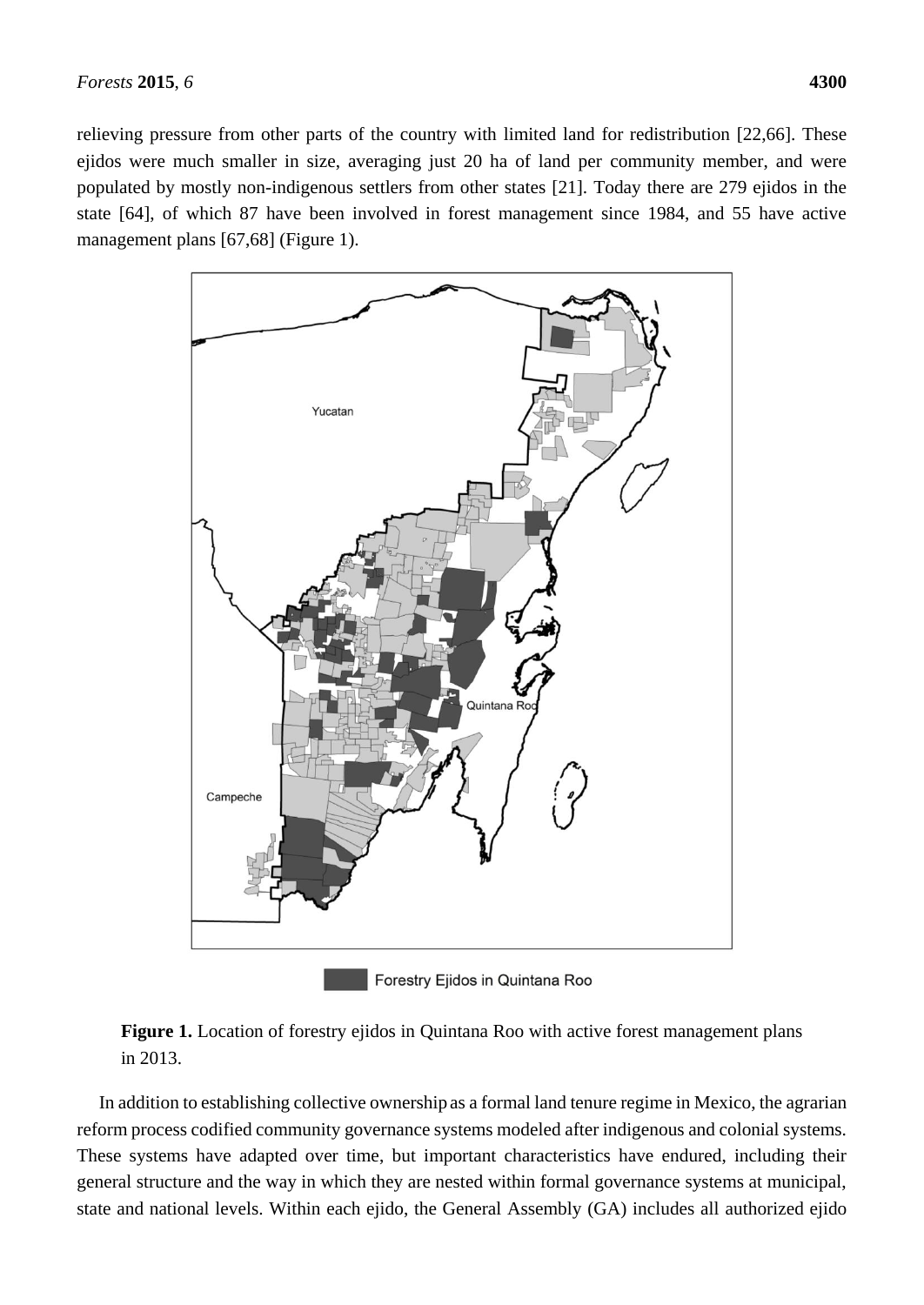relieving pressure from other parts of the country with limited land for redistribution [22,66]. These ejidos were much smaller in size, averaging just 20 ha of land per community member, and were populated by mostly non-indigenous settlers from other states [21]. Today there are 279 ejidos in the state [64], of which 87 have been involved in forest management since 1984, and 55 have active management plans [67,68] (Figure 1).

**Figure 1.** Location of forestry ejidos in Quintana Roo with active forest management plans in 2013.

In addition to establishing collective ownership as a formal land tenure regime in Mexico, the agrarian reform process codified community governance systems modeled after indigenous and colonial systems. These systems have adapted over time, but important characteristics have endured, including their general structure and the way in which they are nested within formal governance systems at municipal, state and national levels. Within each ejido, the General Assembly (GA) includes all authorized ejido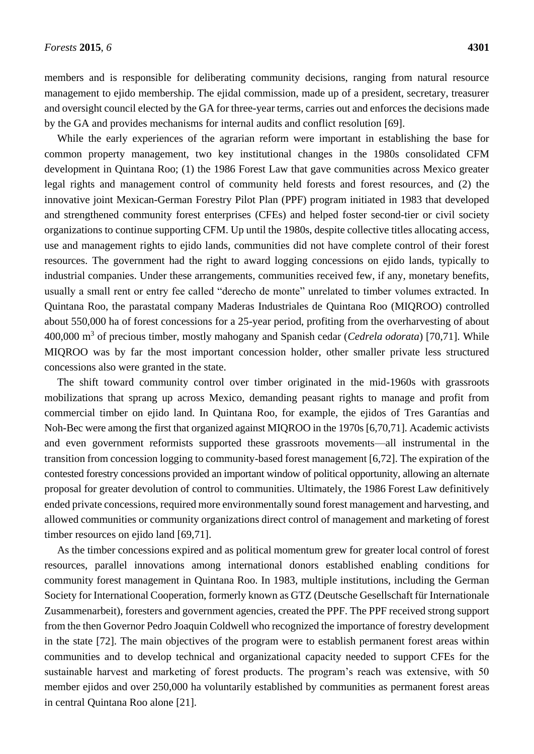members and is responsible for deliberating community decisions, ranging from natural resource management to ejido membership. The ejidal commission, made up of a president, secretary, treasurer and oversight council elected by the GA for three-year terms, carries out and enforces the decisions made by the GA and provides mechanisms for internal audits and conflict resolution [69].

While the early experiences of the agrarian reform were important in establishing the base for common property management, two key institutional changes in the 1980s consolidated CFM development in Quintana Roo; (1) the 1986 Forest Law that gave communities across Mexico greater legal rights and management control of community held forests and forest resources, and (2) the innovative joint Mexican-German Forestry Pilot Plan (PPF) program initiated in 1983 that developed and strengthened community forest enterprises (CFEs) and helped foster second-tier or civil society organizations to continue supporting CFM. Up until the 1980s, despite collective titles allocating access, use and management rights to ejido lands, communities did not have complete control of their forest resources. The government had the right to award logging concessions on ejido lands, typically to industrial companies. Under these arrangements, communities received few, if any, monetary benefits, usually a small rent or entry fee called "derecho de monte" unrelated to timber volumes extracted. In Quintana Roo, the parastatal company Maderas Industriales de Quintana Roo (MIQROO) controlled about 550,000 ha of forest concessions for a 25-year period, profiting from the overharvesting of about 400,000 $m^3$ of precious timber, mostly mahogany and Spanish cedar (*Cedrela odorata*) [70,71]. While MIQROO was by far the most important concession holder, other smaller private less structured concessions also were granted in the state.

The shift toward community control over timber originated in the mid-1960s with grassroots mobilizations that sprang up across Mexico, demanding peasant rights to manage and profit from commercial timber on ejido land. In Quintana Roo, for example, the ejidos of Tres Garantías and Noh-Bec were among the first that organized against MIQROO in the 1970s [6,70,71]. Academic activists and even government reformists supported these grassroots movements—all instrumental in the transition from concession logging to community-based forest management [6,72]. The expiration of the contested forestry concessions provided an important window of political opportunity, allowing an alternate proposal for greater devolution of control to communities. Ultimately, the 1986 Forest Law definitively ended private concessions, required more environmentally sound forest management and harvesting, and allowed communities or community organizations direct control of management and marketing of forest timber resources on ejido land [69,71].

As the timber concessions expired and as political momentum grew for greater local control of forest resources, parallel innovations among international donors established enabling conditions for community forest management in Quintana Roo. In 1983, multiple institutions, including the German Society for International Cooperation, formerly known as GTZ (Deutsche Gesellschaft für Internationale Zusammenarbeit), foresters and government agencies, created the PPF. The PPF received strong support from the then Governor Pedro Joaquin Coldwell who recognized the importance of forestry development in the state [72]. The main objectives of the program were to establish permanent forest areas within communities and to develop technical and organizational capacity needed to support CFEs for the sustainable harvest and marketing of forest products. The program's reach was extensive, with 50 member ejidos and over 250,000 ha voluntarily established by communities as permanent forest areas in central Quintana Roo alone [21].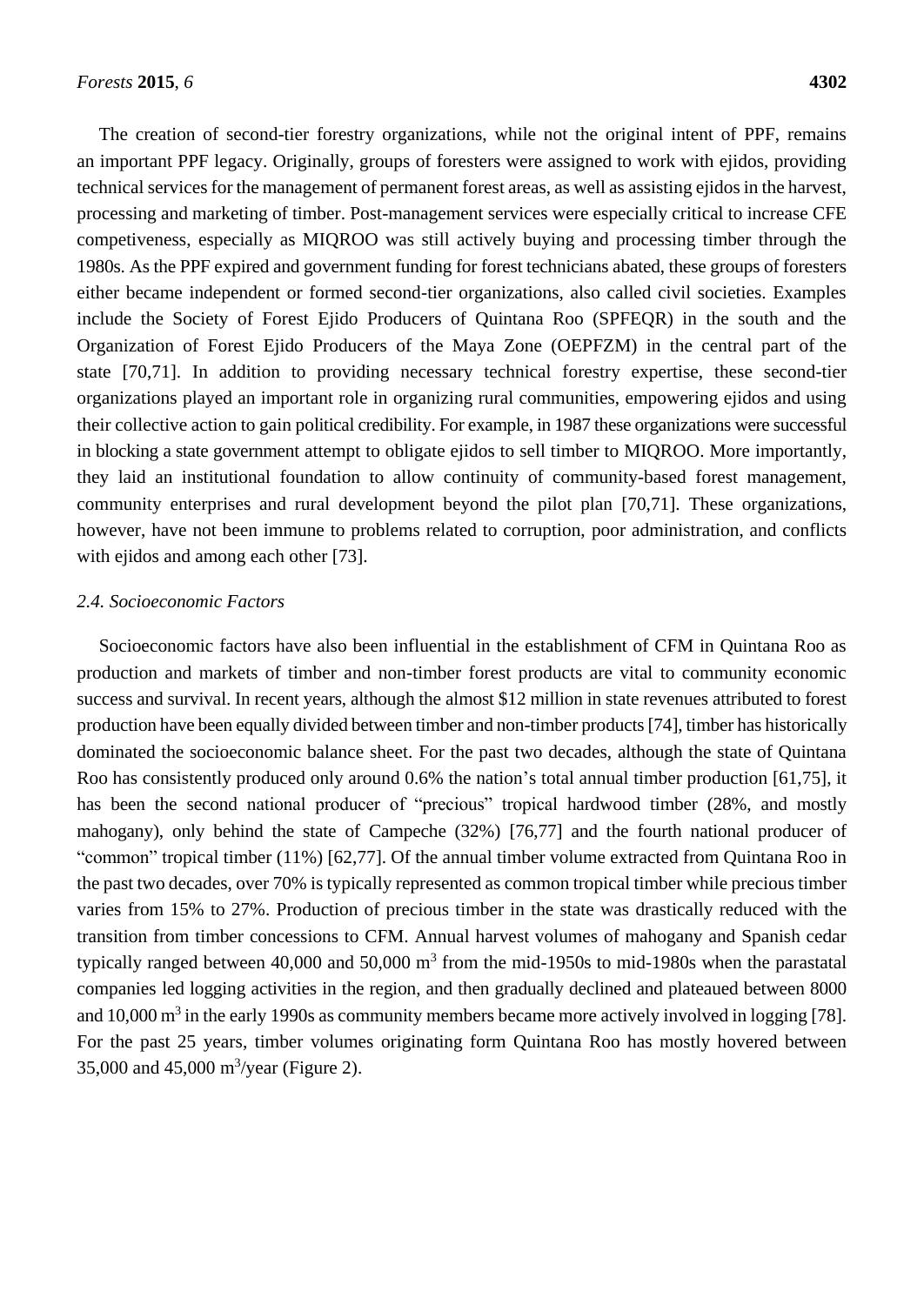The creation of second-tier forestry organizations, while not the original intent of PPF, remains an important PPF legacy. Originally, groups of foresters were assigned to work with ejidos, providing technical services for the management of permanent forest areas, as well as assisting ejidos in the harvest, processing and marketing of timber. Post-management services were especially critical to increase CFE competiveness, especially as MIQROO was still actively buying and processing timber through the 1980s. As the PPF expired and government funding for forest technicians abated, these groups of foresters either became independent or formed second-tier organizations, also called civil societies. Examples include the Society of Forest Ejido Producers of Quintana Roo (SPFEQR) in the south and the Organization of Forest Ejido Producers of the Maya Zone (OEPFZM) in the central part of the state [70,71]. In addition to providing necessary technical forestry expertise, these second-tier organizations played an important role in organizing rural communities, empowering ejidos and using their collective action to gain political credibility. For example, in 1987 these organizations were successful in blocking a state government attempt to obligate ejidos to sell timber to MIQROO. More importantly, they laid an institutional foundation to allow continuity of community-based forest management, community enterprises and rural development beyond the pilot plan [70,71]. These organizations, however, have not been immune to problems related to corruption, poor administration, and conflicts with ejidos and among each other [73].

### *2.4. Socioeconomic Factors*

Socioeconomic factors have also been influential in the establishment of CFM in Quintana Roo as production and markets of timber and non-timber forest products are vital to community economic success and survival. In recent years, although the almost $12 million in state revenues attributed to forest production have been equally divided between timber and non-timber products [74], timber has historically dominated the socioeconomic balance sheet. For the past two decades, although the state of Quintana Roo has consistently produced only around 0.6% the nation's total annual timber production [61,75], it has been the second national producer of "precious" tropical hardwood timber (28%, and mostly mahogany), only behind the state of Campeche (32%) [76,77] and the fourth national producer of "common" tropical timber (11%) [62,77]. Of the annual timber volume extracted from Quintana Roo in the past two decades, over 70% is typically represented as common tropical timber while precious timber varies from 15% to 27%. Production of precious timber in the state was drastically reduced with the transition from timber concessions to CFM. Annual harvest volumes of mahogany and Spanish cedar typically ranged between 40,000 and 50,000 $m^3$ from the mid-1950s to mid-1980s when the parastatal companies led logging activities in the region, and then gradually declined and plateaued between 8000 and 10,000 $m^3$ in the early 1990s as community members became more actively involved in logging [78]. For the past 25 years, timber volumes originating form Quintana Roo has mostly hovered between 35,000 and 45,000 $m^3$/year (Figure 2).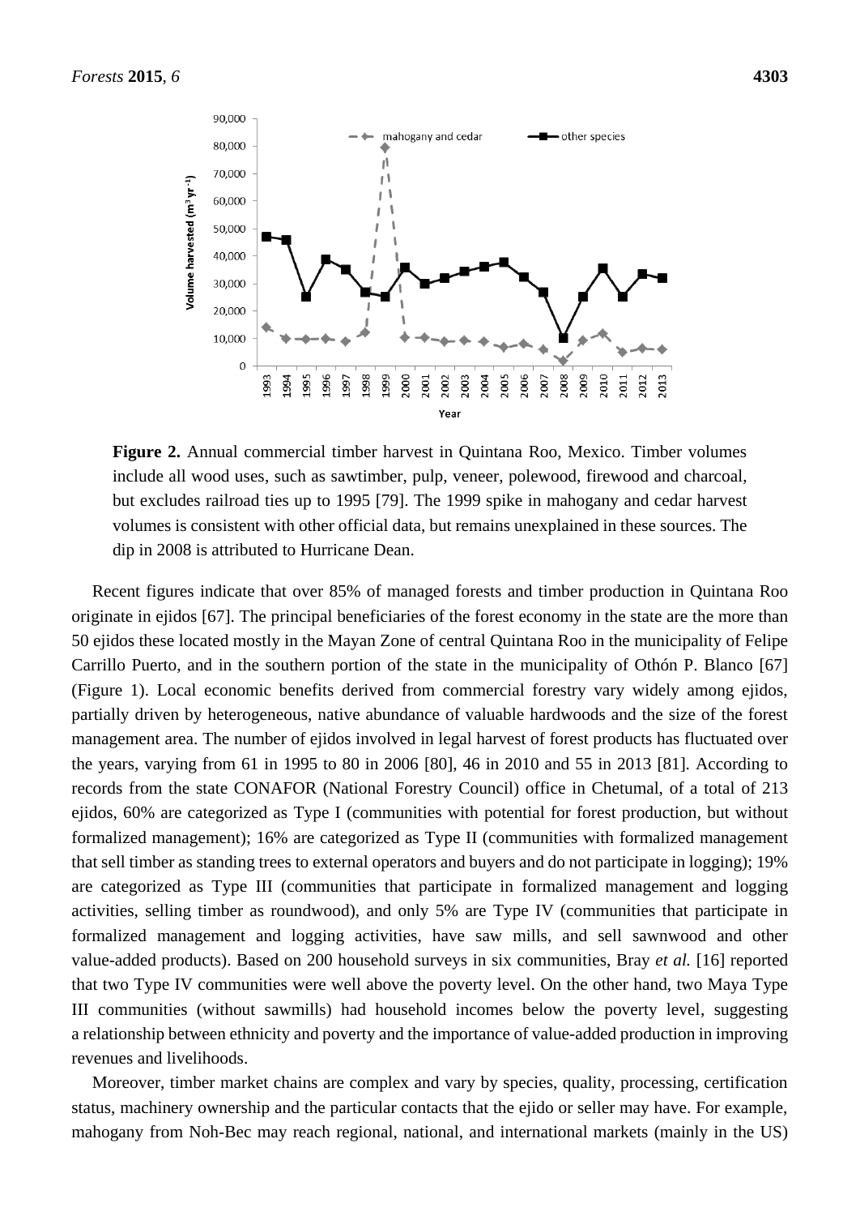**Figure 2.** Annual commercial timber harvest in Quintana Roo, Mexico. Timber volumes include all wood uses, such as sawtimber, pulp, veneer, polewood, firewood and charcoal, but excludes railroad ties up to 1995 [79]. The 1999 spike in mahogany and cedar harvest volumes is consistent with other official data, but remains unexplained in these sources. The dip in 2008 is attributed to Hurricane Dean.

Recent figures indicate that over 85% of managed forests and timber production in Quintana Roo originate in ejidos [67]. The principal beneficiaries of the forest economy in the state are the more than 50 ejidos these located mostly in the Mayan Zone of central Quintana Roo in the municipality of Felipe Carrillo Puerto, and in the southern portion of the state in the municipality of Othón P. Blanco [67] (Figure 1). Local economic benefits derived from commercial forestry vary widely among ejidos, partially driven by heterogeneous, native abundance of valuable hardwoods and the size of the forest management area. The number of ejidos involved in legal harvest of forest products has fluctuated over the years, varying from 61 in 1995 to 80 in 2006 [80], 46 in 2010 and 55 in 2013 [81]. According to records from the state CONAFOR (National Forestry Council) office in Chetumal, of a total of 213 ejidos, 60% are categorized as Type I (communities with potential for forest production, but without formalized management); 16% are categorized as Type II (communities with formalized management that sell timber as standing trees to external operators and buyers and do not participate in logging); 19% are categorized as Type III (communities that participate in formalized management and logging activities, selling timber as roundwood), and only 5% are Type IV (communities that participate in formalized management and logging activities, have saw mills, and sell sawnwood and other value-added products). Based on 200 household surveys in six communities, Bray *et al.* [16] reported that two Type IV communities were well above the poverty level. On the other hand, two Maya Type III communities (without sawmills) had household incomes below the poverty level, suggesting a relationship between ethnicity and poverty and the importance of value-added production in improving revenues and livelihoods.

Moreover, timber market chains are complex and vary by species, quality, processing, certification status, machinery ownership and the particular contacts that the ejido or seller may have. For example, mahogany from Noh-Bec may reach regional, national, and international markets (mainly in the US)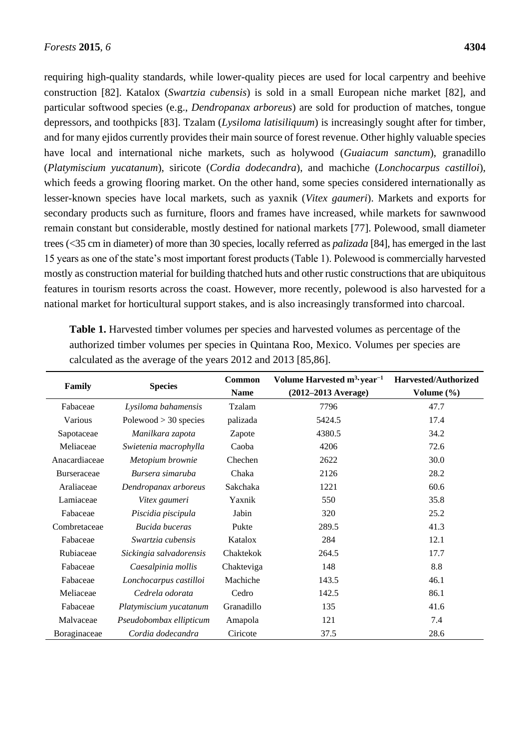requiring high-quality standards, while lower-quality pieces are used for local carpentry and beehive construction [82]. Katalox (*Swartzia cubensis*) is sold in a small European niche market [82], and particular softwood species (e.g., *Dendropanax arboreus*) are sold for production of matches, tongue depressors, and toothpicks [83]. Tzalam (*Lysiloma latisiliquum*) is increasingly sought after for timber, and for many ejidos currently provides their main source of forest revenue. Other highly valuable species have local and international niche markets, such as holywood (*Guaiacum sanctum*), granadillo (*Platymiscium yucatanum*), siricote (*Cordia dodecandra*), and machiche (*Lonchocarpus castilloi*), which feeds a growing flooring market. On the other hand, some species considered internationally as lesser-known species have local markets, such as yaxnik (*Vitex gaumeri*). Markets and exports for secondary products such as furniture, floors and frames have increased, while markets for sawnwood remain constant but considerable, mostly destined for national markets [77]. Polewood, small diameter trees (<35 cm in diameter) of more than 30 species, locally referred as *palizada* [84], has emerged in the last 15 years as one of the state's most important forest products (Table 1). Polewood is commercially harvested mostly as construction material for building thatched huts and other rustic constructions that are ubiquitous features in tourism resorts across the coast. However, more recently, polewood is also harvested for a national market for horticultural support stakes, and is also increasingly transformed into charcoal.

**Table 1.** Harvested timber volumes per species and harvested volumes as percentage of the authorized timber volumes per species in Quintana Roo, Mexico. Volumes per species are calculated as the average of the years 2012 and 2013 [85,86].

| Family | Species | Common Name | Volume Harvested $m^3 \cdot year^{-1}$ (2012–2013 Average) | Harvested/Authorized Volume (%) |
|---|---|---|---|---|
| Fabaceae | *Lysiloma bahamensis* | Tzalam | 7796 | 47.7 |
| Various | Polewood > 30 species | palizada | 5424.5 | 17.4 |
| Sapotaceae | *Manilkara zapota* | Zapote | 4380.5 | 34.2 |
| Meliaceae | *Swietenia macrophylla* | Caoba | 4206 | 72.6 |
| Anacardiaceae | *Metopium brownie* | Chechen | 2622 | 30.0 |
| Burseraceae | *Bursera simaruba* | Chaka | 2126 | 28.2 |
| Araliaceae | *Dendropanax arboreus* | Sakchaka | 1221 | 60.6 |
| Lamiaceae | *Vitex gaumeri* | Yaxnik | 550 | 35.8 |
| Fabaceae | *Piscidia piscipula* | Jabin | 320 | 25.2 |
| Combretaceae | *Bucida buceras* | Pukte | 289.5 | 41.3 |
| Fabaceae | *Swartzia cubensis* | Katalox | 284 | 12.1 |
| Rubiaceae | *Sickingia salvadorensis* | Chaktekok | 264.5 | 17.7 |
| Fabaceae | *Caesalpinia mollis* | Chakteviga | 148 | 8.8 |
| Fabaceae | *Lonchocarpus castilloi* | Machiche | 143.5 | 46.1 |
| Meliaceae | *Cedrela odorata* | Cedro | 142.5 | 86.1 |
| Fabaceae | *Platymiscium yucatanum* | Granadillo | 135 | 41.6 |
| Malvaceae | *Pseudobombax ellipticum* | Amapola | 121 | 7.4 |
| Boraginaceae | *Cordia dodecandra* | Ciricote | 37.5 | 28.6 |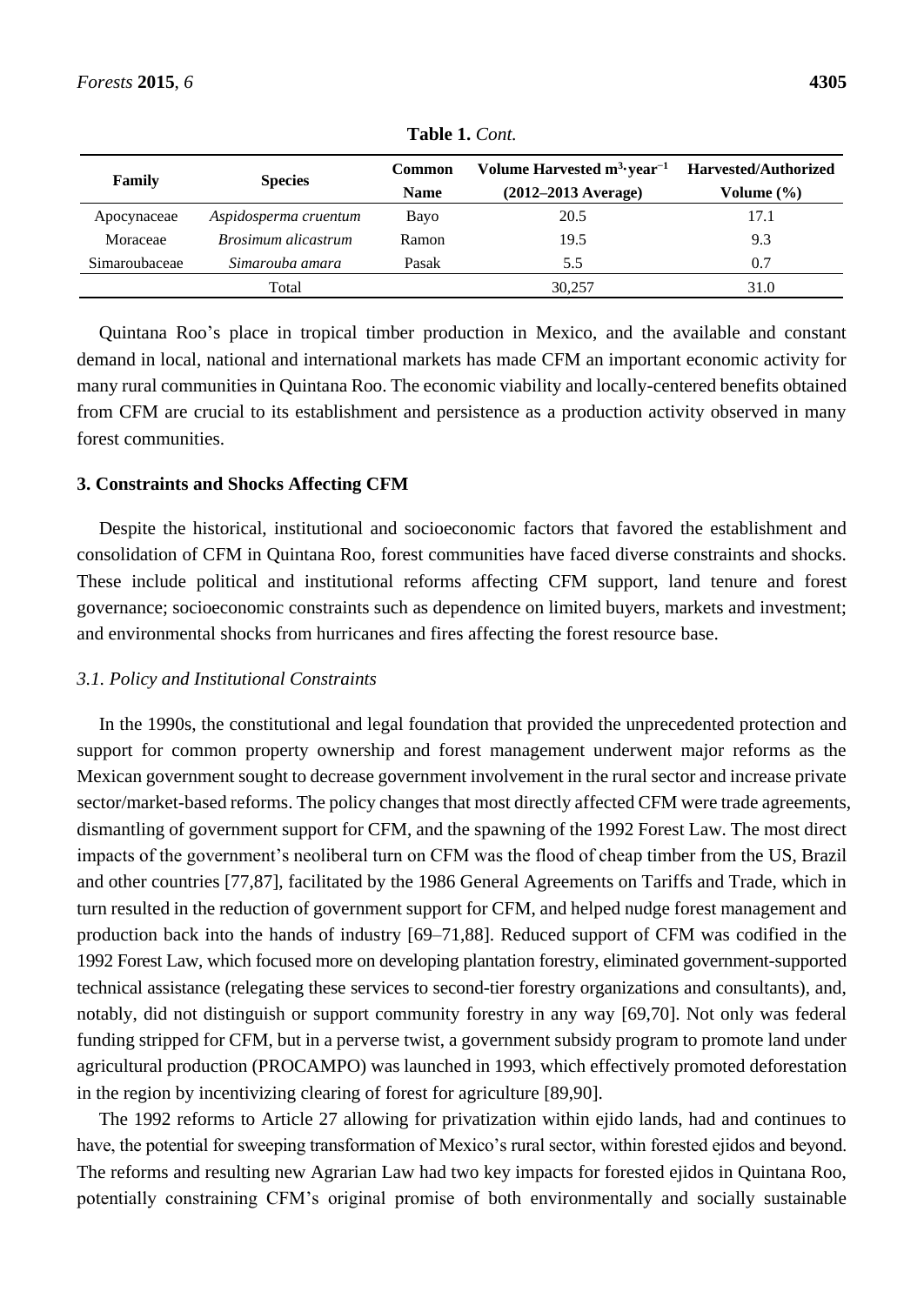**Table 1.** *Cont.*

| Family | Species | Common Name | Volume Harvested $m^3 \cdot year^{-1}$ (2012–2013 Average) | Harvested/Authorized Volume (%) |
|---|---|---|---|---|
| Apocynaceae | *Aspidosperma cruentum* | Bayo | 20.5 | 17.1 |
| Moraceae | *Brosimum alicastrum* | Ramon | 19.5 | 9.3 |
| Simaroubaceae | *Simarouba amara* | Pasak | 5.5 | 0.7 |
| | Total | | 30,257 | 31.0 |

Quintana Roo's place in tropical timber production in Mexico, and the available and constant demand in local, national and international markets has made CFM an important economic activity for many rural communities in Quintana Roo. The economic viability and locally-centered benefits obtained from CFM are crucial to its establishment and persistence as a production activity observed in many forest communities.

## 3. Constraints and Shocks Affecting CFM

Despite the historical, institutional and socioeconomic factors that favored the establishment and consolidation of CFM in Quintana Roo, forest communities have faced diverse constraints and shocks. These include political and institutional reforms affecting CFM support, land tenure and forest governance; socioeconomic constraints such as dependence on limited buyers, markets and investment; and environmental shocks from hurricanes and fires affecting the forest resource base.

### *3.1. Policy and Institutional Constraints*

In the 1990s, the constitutional and legal foundation that provided the unprecedented protection and support for common property ownership and forest management underwent major reforms as the Mexican government sought to decrease government involvement in the rural sector and increase private sector/market-based reforms. The policy changes that most directly affected CFM were trade agreements, dismantling of government support for CFM, and the spawning of the 1992 Forest Law. The most direct impacts of the government's neoliberal turn on CFM was the flood of cheap timber from the US, Brazil and other countries [77,87], facilitated by the 1986 General Agreements on Tariffs and Trade, which in turn resulted in the reduction of government support for CFM, and helped nudge forest management and production back into the hands of industry [69–71,88]. Reduced support of CFM was codified in the 1992 Forest Law, which focused more on developing plantation forestry, eliminated government-supported technical assistance (relegating these services to second-tier forestry organizations and consultants), and, notably, did not distinguish or support community forestry in any way [69,70]. Not only was federal funding stripped for CFM, but in a perverse twist, a government subsidy program to promote land under agricultural production (PROCAMPO) was launched in 1993, which effectively promoted deforestation in the region by incentivizing clearing of forest for agriculture [89,90].

The 1992 reforms to Article 27 allowing for privatization within ejido lands, had and continues to have, the potential for sweeping transformation of Mexico's rural sector, within forested ejidos and beyond. The reforms and resulting new Agrarian Law had two key impacts for forested ejidos in Quintana Roo, potentially constraining CFM's original promise of both environmentally and socially sustainable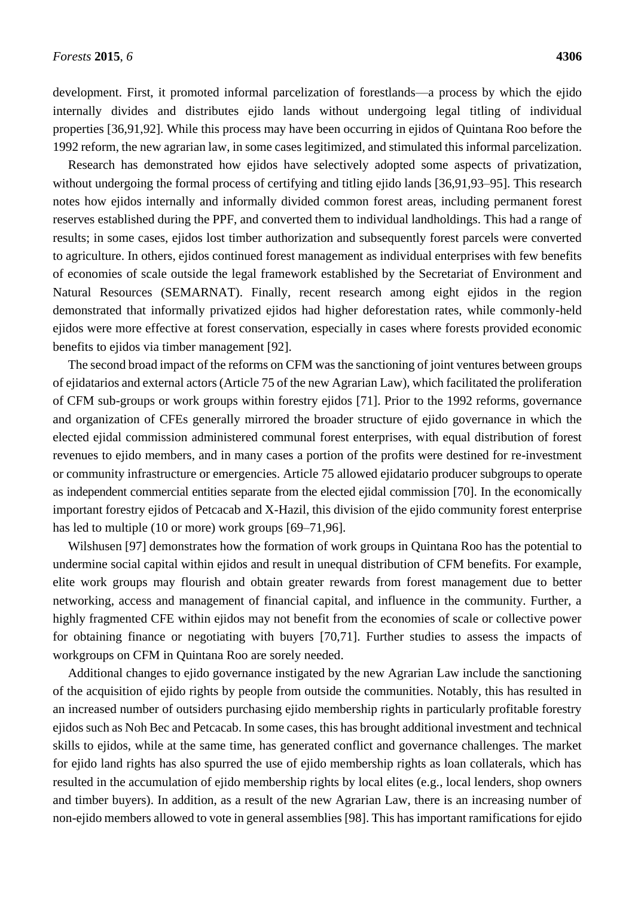development. First, it promoted informal parcelization of forestlands—a process by which the ejido internally divides and distributes ejido lands without undergoing legal titling of individual properties [36,91,92]. While this process may have been occurring in ejidos of Quintana Roo before the 1992 reform, the new agrarian law, in some cases legitimized, and stimulated this informal parcelization.

Research has demonstrated how ejidos have selectively adopted some aspects of privatization, without undergoing the formal process of certifying and titling ejido lands [36,91,93–95]. This research notes how ejidos internally and informally divided common forest areas, including permanent forest reserves established during the PPF, and converted them to individual landholdings. This had a range of results; in some cases, ejidos lost timber authorization and subsequently forest parcels were converted to agriculture. In others, ejidos continued forest management as individual enterprises with few benefits of economies of scale outside the legal framework established by the Secretariat of Environment and Natural Resources (SEMARNAT). Finally, recent research among eight ejidos in the region demonstrated that informally privatized ejidos had higher deforestation rates, while commonly-held ejidos were more effective at forest conservation, especially in cases where forests provided economic benefits to ejidos via timber management [92].

The second broad impact of the reforms on CFM was the sanctioning of joint ventures between groups of ejidatarios and external actors (Article 75 of the new Agrarian Law), which facilitated the proliferation of CFM sub-groups or work groups within forestry ejidos [71]. Prior to the 1992 reforms, governance and organization of CFEs generally mirrored the broader structure of ejido governance in which the elected ejidal commission administered communal forest enterprises, with equal distribution of forest revenues to ejido members, and in many cases a portion of the profits were destined for re-investment or community infrastructure or emergencies. Article 75 allowed ejidatario producer subgroups to operate as independent commercial entities separate from the elected ejidal commission [70]. In the economically important forestry ejidos of Petcacab and X-Hazil, this division of the ejido community forest enterprise has led to multiple (10 or more) work groups [69–71,96].

Wilshusen [97] demonstrates how the formation of work groups in Quintana Roo has the potential to undermine social capital within ejidos and result in unequal distribution of CFM benefits. For example, elite work groups may flourish and obtain greater rewards from forest management due to better networking, access and management of financial capital, and influence in the community. Further, a highly fragmented CFE within ejidos may not benefit from the economies of scale or collective power for obtaining finance or negotiating with buyers [70,71]. Further studies to assess the impacts of workgroups on CFM in Quintana Roo are sorely needed.

Additional changes to ejido governance instigated by the new Agrarian Law include the sanctioning of the acquisition of ejido rights by people from outside the communities. Notably, this has resulted in an increased number of outsiders purchasing ejido membership rights in particularly profitable forestry ejidos such as Noh Bec and Petcacab. In some cases, this has brought additional investment and technical skills to ejidos, while at the same time, has generated conflict and governance challenges. The market for ejido land rights has also spurred the use of ejido membership rights as loan collaterals, which has resulted in the accumulation of ejido membership rights by local elites (e.g., local lenders, shop owners and timber buyers). In addition, as a result of the new Agrarian Law, there is an increasing number of non-ejido members allowed to vote in general assemblies [98]. This has important ramifications for ejido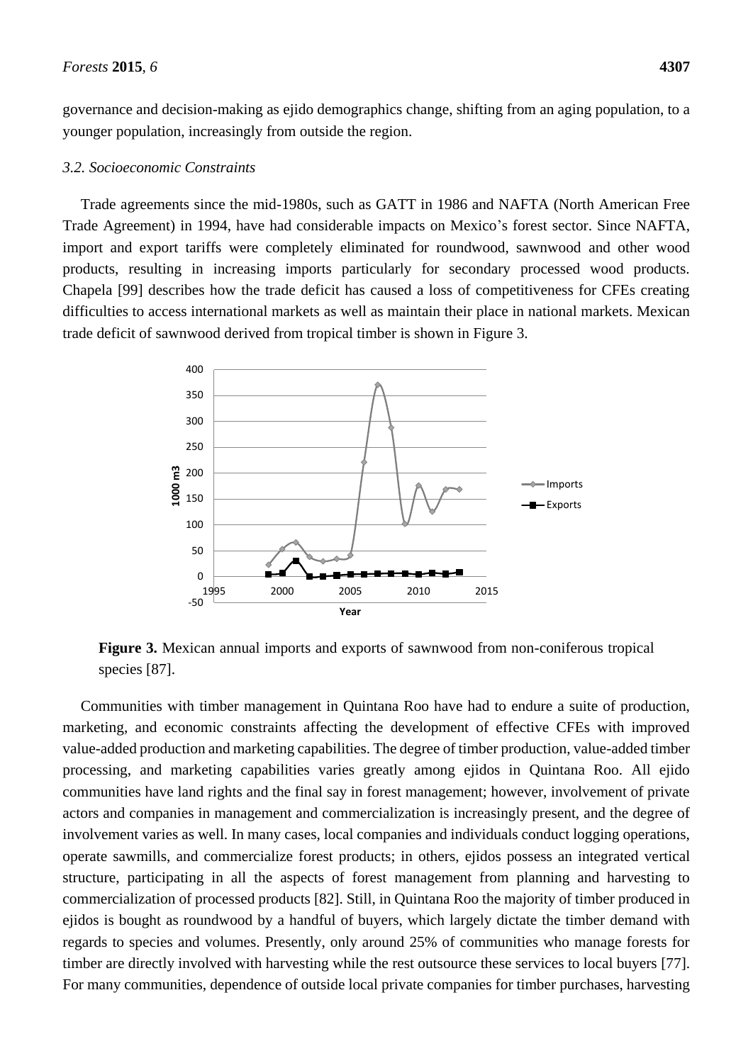governance and decision-making as ejido demographics change, shifting from an aging population, to a younger population, increasingly from outside the region.

### *3.2. Socioeconomic Constraints*

Trade agreements since the mid-1980s, such as GATT in 1986 and NAFTA (North American Free Trade Agreement) in 1994, have had considerable impacts on Mexico's forest sector. Since NAFTA, import and export tariffs were completely eliminated for roundwood, sawnwood and other wood products, resulting in increasing imports particularly for secondary processed wood products. Chapela [99] describes how the trade deficit has caused a loss of competitiveness for CFEs creating difficulties to access international markets as well as maintain their place in national markets. Mexican trade deficit of sawnwood derived from tropical timber is shown in Figure 3.

**Figure 3.** Mexican annual imports and exports of sawnwood from non-coniferous tropical species [87].

Communities with timber management in Quintana Roo have had to endure a suite of production, marketing, and economic constraints affecting the development of effective CFEs with improved value-added production and marketing capabilities. The degree of timber production, value-added timber processing, and marketing capabilities varies greatly among ejidos in Quintana Roo. All ejido communities have land rights and the final say in forest management; however, involvement of private actors and companies in management and commercialization is increasingly present, and the degree of involvement varies as well. In many cases, local companies and individuals conduct logging operations, operate sawmills, and commercialize forest products; in others, ejidos possess an integrated vertical structure, participating in all the aspects of forest management from planning and harvesting to commercialization of processed products [82]. Still, in Quintana Roo the majority of timber produced in ejidos is bought as roundwood by a handful of buyers, which largely dictate the timber demand with regards to species and volumes. Presently, only around 25% of communities who manage forests for timber are directly involved with harvesting while the rest outsource these services to local buyers [77]. For many communities, dependence of outside local private companies for timber purchases, harvesting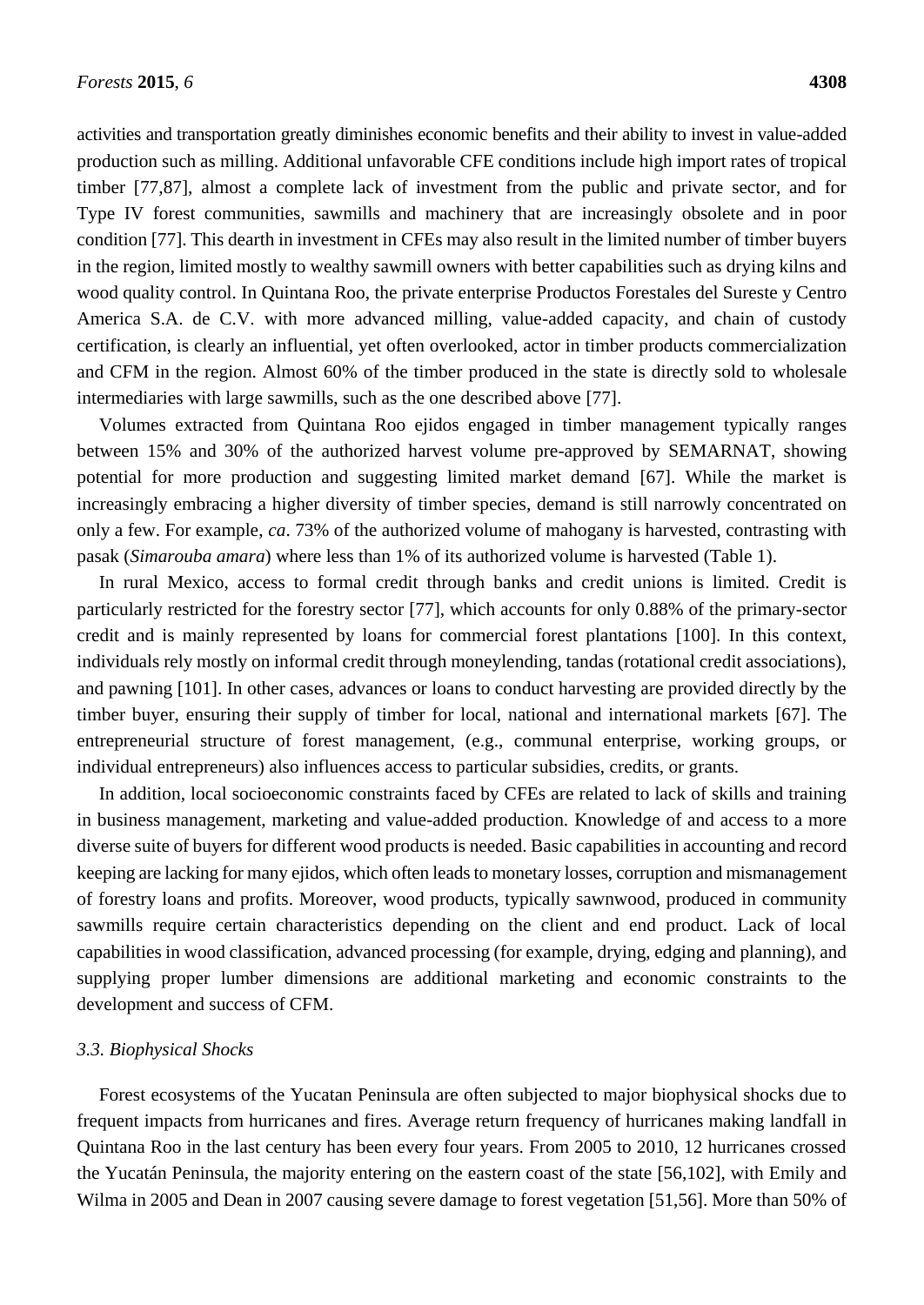activities and transportation greatly diminishes economic benefits and their ability to invest in value-added production such as milling. Additional unfavorable CFE conditions include high import rates of tropical timber [77,87], almost a complete lack of investment from the public and private sector, and for Type IV forest communities, sawmills and machinery that are increasingly obsolete and in poor condition [77]. This dearth in investment in CFEs may also result in the limited number of timber buyers in the region, limited mostly to wealthy sawmill owners with better capabilities such as drying kilns and wood quality control. In Quintana Roo, the private enterprise Productos Forestales del Sureste y Centro America S.A. de C.V. with more advanced milling, value-added capacity, and chain of custody certification, is clearly an influential, yet often overlooked, actor in timber products commercialization and CFM in the region. Almost 60% of the timber produced in the state is directly sold to wholesale intermediaries with large sawmills, such as the one described above [77].

Volumes extracted from Quintana Roo ejidos engaged in timber management typically ranges between 15% and 30% of the authorized harvest volume pre-approved by SEMARNAT, showing potential for more production and suggesting limited market demand [67]. While the market is increasingly embracing a higher diversity of timber species, demand is still narrowly concentrated on only a few. For example, *ca*. 73% of the authorized volume of mahogany is harvested, contrasting with pasak (*Simarouba amara*) where less than 1% of its authorized volume is harvested (Table 1).

In rural Mexico, access to formal credit through banks and credit unions is limited. Credit is particularly restricted for the forestry sector [77], which accounts for only 0.88% of the primary-sector credit and is mainly represented by loans for commercial forest plantations [100]. In this context, individuals rely mostly on informal credit through moneylending, tandas (rotational credit associations), and pawning [101]. In other cases, advances or loans to conduct harvesting are provided directly by the timber buyer, ensuring their supply of timber for local, national and international markets [67]. The entrepreneurial structure of forest management, (e.g., communal enterprise, working groups, or individual entrepreneurs) also influences access to particular subsidies, credits, or grants.

In addition, local socioeconomic constraints faced by CFEs are related to lack of skills and training in business management, marketing and value-added production. Knowledge of and access to a more diverse suite of buyers for different wood products is needed. Basic capabilities in accounting and record keeping are lacking for many ejidos, which often leads to monetary losses, corruption and mismanagement of forestry loans and profits. Moreover, wood products, typically sawnwood, produced in community sawmills require certain characteristics depending on the client and end product. Lack of local capabilities in wood classification, advanced processing (for example, drying, edging and planning), and supplying proper lumber dimensions are additional marketing and economic constraints to the development and success of CFM.

### *3.3. Biophysical Shocks*

Forest ecosystems of the Yucatan Peninsula are often subjected to major biophysical shocks due to frequent impacts from hurricanes and fires. Average return frequency of hurricanes making landfall in Quintana Roo in the last century has been every four years. From 2005 to 2010, 12 hurricanes crossed the Yucatán Peninsula, the majority entering on the eastern coast of the state [56,102], with Emily and Wilma in 2005 and Dean in 2007 causing severe damage to forest vegetation [51,56]. More than 50% of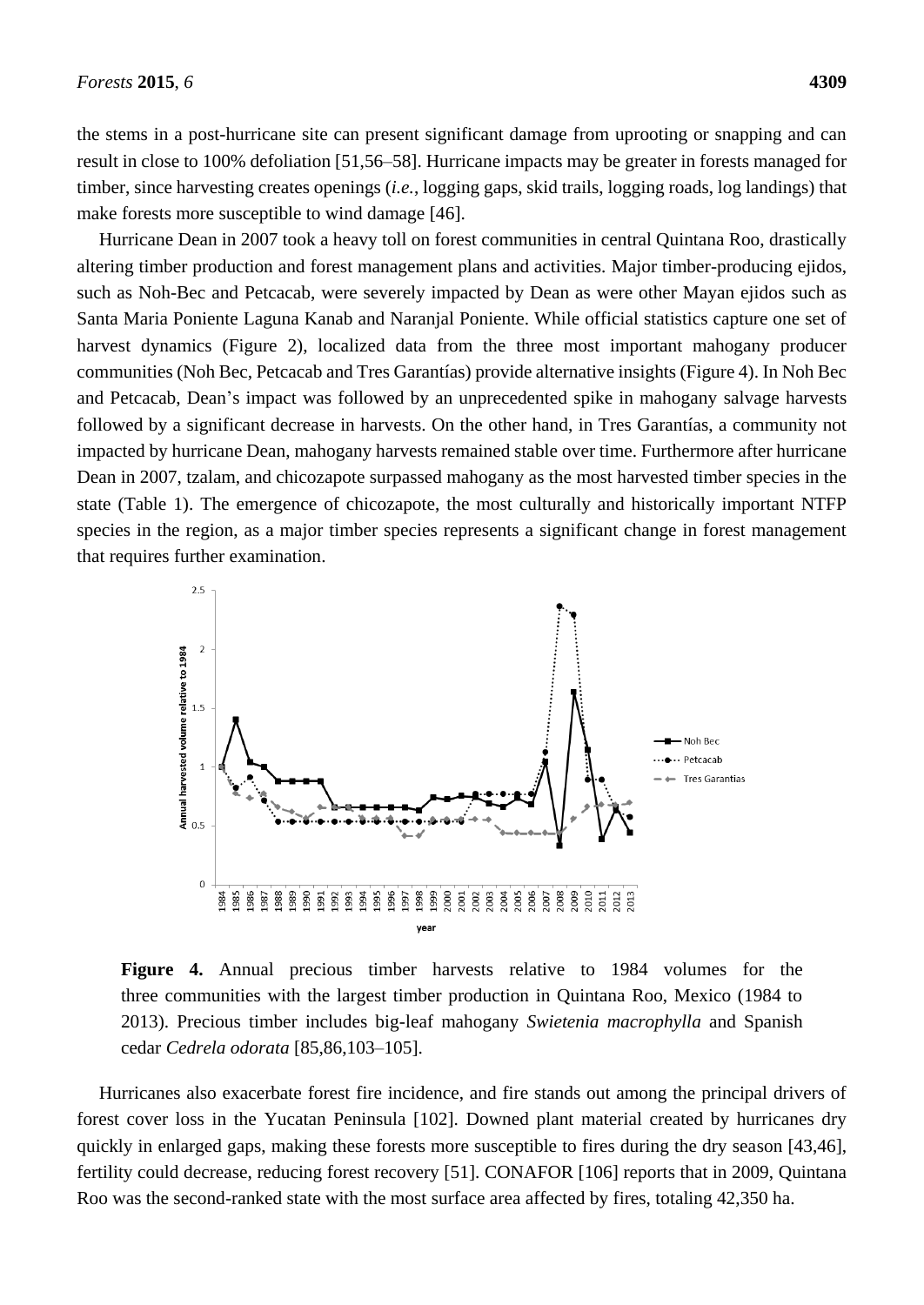the stems in a post-hurricane site can present significant damage from uprooting or snapping and can result in close to 100% defoliation [51,56–58]. Hurricane impacts may be greater in forests managed for timber, since harvesting creates openings (*i.e.*, logging gaps, skid trails, logging roads, log landings) that make forests more susceptible to wind damage [46].

Hurricane Dean in 2007 took a heavy toll on forest communities in central Quintana Roo, drastically altering timber production and forest management plans and activities. Major timber-producing ejidos, such as Noh-Bec and Petcacab, were severely impacted by Dean as were other Mayan ejidos such as Santa Maria Poniente Laguna Kanab and Naranjal Poniente. While official statistics capture one set of harvest dynamics (Figure 2), localized data from the three most important mahogany producer communities (Noh Bec, Petcacab and Tres Garantías) provide alternative insights (Figure 4). In Noh Bec and Petcacab, Dean's impact was followed by an unprecedented spike in mahogany salvage harvests followed by a significant decrease in harvests. On the other hand, in Tres Garantías, a community not impacted by hurricane Dean, mahogany harvests remained stable over time. Furthermore after hurricane Dean in 2007, tzalam, and chicozapote surpassed mahogany as the most harvested timber species in the state (Table 1). The emergence of chicozapote, the most culturally and historically important NTFP species in the region, as a major timber species represents a significant change in forest management that requires further examination.

**Figure 4.** Annual precious timber harvests relative to 1984 volumes for the three communities with the largest timber production in Quintana Roo, Mexico (1984 to 2013). Precious timber includes big-leaf mahogany *Swietenia macrophylla* and Spanish cedar *Cedrela odorata* [85,86,103–105].

Hurricanes also exacerbate forest fire incidence, and fire stands out among the principal drivers of forest cover loss in the Yucatan Peninsula [102]. Downed plant material created by hurricanes dry quickly in enlarged gaps, making these forests more susceptible to fires during the dry season [43,46], fertility could decrease, reducing forest recovery [51]. CONAFOR [106] reports that in 2009, Quintana Roo was the second-ranked state with the most surface area affected by fires, totaling 42,350 ha.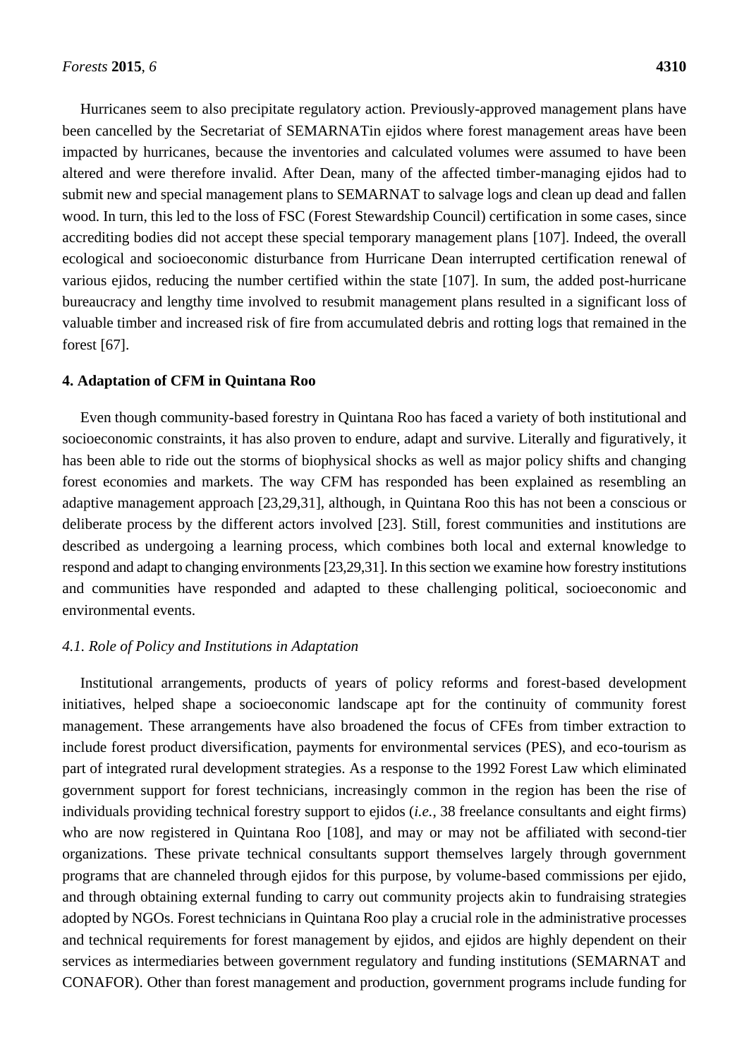Hurricanes seem to also precipitate regulatory action. Previously-approved management plans have been cancelled by the Secretariat of SEMARNATin ejidos where forest management areas have been impacted by hurricanes, because the inventories and calculated volumes were assumed to have been altered and were therefore invalid. After Dean, many of the affected timber-managing ejidos had to submit new and special management plans to SEMARNAT to salvage logs and clean up dead and fallen wood. In turn, this led to the loss of FSC (Forest Stewardship Council) certification in some cases, since accrediting bodies did not accept these special temporary management plans [107]. Indeed, the overall ecological and socioeconomic disturbance from Hurricane Dean interrupted certification renewal of various ejidos, reducing the number certified within the state [107]. In sum, the added post-hurricane bureaucracy and lengthy time involved to resubmit management plans resulted in a significant loss of valuable timber and increased risk of fire from accumulated debris and rotting logs that remained in the forest [67].

## 4. Adaptation of CFM in Quintana Roo

Even though community-based forestry in Quintana Roo has faced a variety of both institutional and socioeconomic constraints, it has also proven to endure, adapt and survive. Literally and figuratively, it has been able to ride out the storms of biophysical shocks as well as major policy shifts and changing forest economies and markets. The way CFM has responded has been explained as resembling an adaptive management approach [23,29,31], although, in Quintana Roo this has not been a conscious or deliberate process by the different actors involved [23]. Still, forest communities and institutions are described as undergoing a learning process, which combines both local and external knowledge to respond and adapt to changing environments [23,29,31]. In this section we examine how forestry institutions and communities have responded and adapted to these challenging political, socioeconomic and environmental events.

### *4.1. Role of Policy and Institutions in Adaptation*

Institutional arrangements, products of years of policy reforms and forest-based development initiatives, helped shape a socioeconomic landscape apt for the continuity of community forest management. These arrangements have also broadened the focus of CFEs from timber extraction to include forest product diversification, payments for environmental services (PES), and eco-tourism as part of integrated rural development strategies. As a response to the 1992 Forest Law which eliminated government support for forest technicians, increasingly common in the region has been the rise of individuals providing technical forestry support to ejidos (*i.e.,* 38 freelance consultants and eight firms) who are now registered in Quintana Roo [108], and may or may not be affiliated with second-tier organizations. These private technical consultants support themselves largely through government programs that are channeled through ejidos for this purpose, by volume-based commissions per ejido, and through obtaining external funding to carry out community projects akin to fundraising strategies adopted by NGOs. Forest technicians in Quintana Roo play a crucial role in the administrative processes and technical requirements for forest management by ejidos, and ejidos are highly dependent on their services as intermediaries between government regulatory and funding institutions (SEMARNAT and CONAFOR). Other than forest management and production, government programs include funding for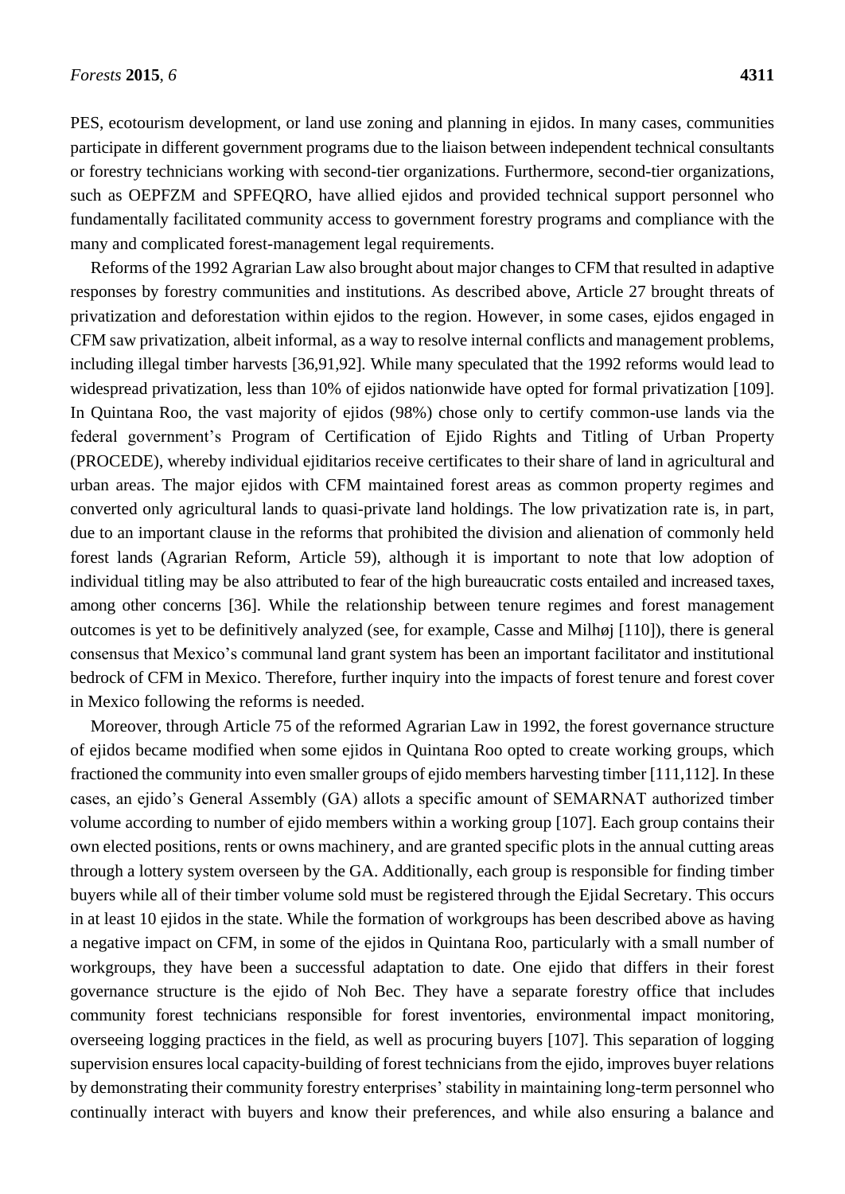PES, ecotourism development, or land use zoning and planning in ejidos. In many cases, communities participate in different government programs due to the liaison between independent technical consultants or forestry technicians working with second-tier organizations. Furthermore, second-tier organizations, such as OEPFZM and SPFEQRO, have allied ejidos and provided technical support personnel who fundamentally facilitated community access to government forestry programs and compliance with the many and complicated forest-management legal requirements.

Reforms of the 1992 Agrarian Law also brought about major changes to CFM that resulted in adaptive responses by forestry communities and institutions. As described above, Article 27 brought threats of privatization and deforestation within ejidos to the region. However, in some cases, ejidos engaged in CFM saw privatization, albeit informal, as a way to resolve internal conflicts and management problems, including illegal timber harvests [36,91,92]. While many speculated that the 1992 reforms would lead to widespread privatization, less than 10% of ejidos nationwide have opted for formal privatization [109]. In Quintana Roo, the vast majority of ejidos (98%) chose only to certify common-use lands via the federal government's Program of Certification of Ejido Rights and Titling of Urban Property (PROCEDE), whereby individual ejiditarios receive certificates to their share of land in agricultural and urban areas. The major ejidos with CFM maintained forest areas as common property regimes and converted only agricultural lands to quasi-private land holdings. The low privatization rate is, in part, due to an important clause in the reforms that prohibited the division and alienation of commonly held forest lands (Agrarian Reform, Article 59), although it is important to note that low adoption of individual titling may be also attributed to fear of the high bureaucratic costs entailed and increased taxes, among other concerns [36]. While the relationship between tenure regimes and forest management outcomes is yet to be definitively analyzed (see, for example, Casse and Milhøj [110]), there is general consensus that Mexico's communal land grant system has been an important facilitator and institutional bedrock of CFM in Mexico. Therefore, further inquiry into the impacts of forest tenure and forest cover in Mexico following the reforms is needed.

Moreover, through Article 75 of the reformed Agrarian Law in 1992, the forest governance structure of ejidos became modified when some ejidos in Quintana Roo opted to create working groups, which fractioned the community into even smaller groups of ejido members harvesting timber [111,112]. In these cases, an ejido's General Assembly (GA) allots a specific amount of SEMARNAT authorized timber volume according to number of ejido members within a working group [107]. Each group contains their own elected positions, rents or owns machinery, and are granted specific plots in the annual cutting areas through a lottery system overseen by the GA. Additionally, each group is responsible for finding timber buyers while all of their timber volume sold must be registered through the Ejidal Secretary. This occurs in at least 10 ejidos in the state. While the formation of workgroups has been described above as having a negative impact on CFM, in some of the ejidos in Quintana Roo, particularly with a small number of workgroups, they have been a successful adaptation to date. One ejido that differs in their forest governance structure is the ejido of Noh Bec. They have a separate forestry office that includes community forest technicians responsible for forest inventories, environmental impact monitoring, overseeing logging practices in the field, as well as procuring buyers [107]. This separation of logging supervision ensures local capacity-building of forest technicians from the ejido, improves buyer relations by demonstrating their community forestry enterprises' stability in maintaining long-term personnel who continually interact with buyers and know their preferences, and while also ensuring a balance and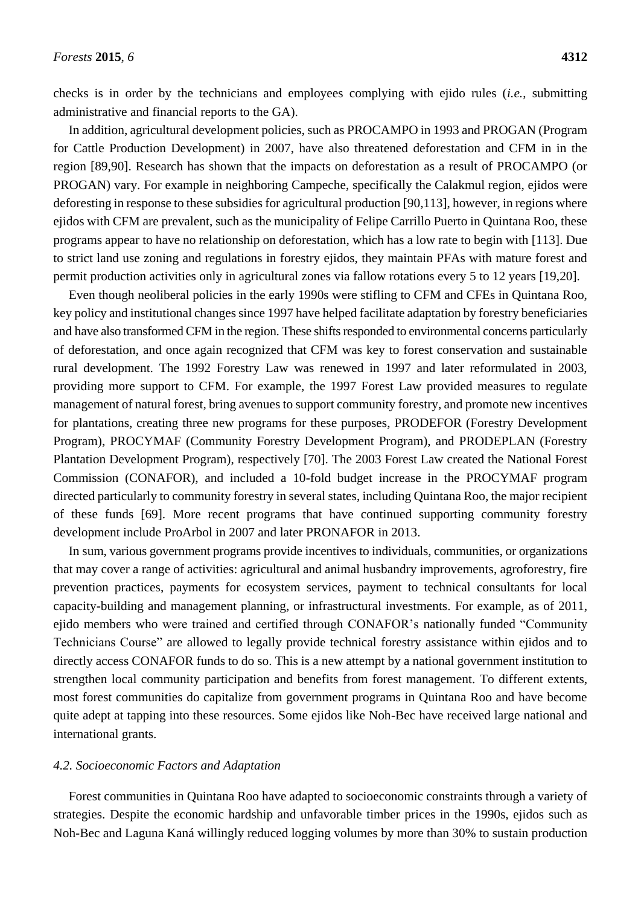checks is in order by the technicians and employees complying with ejido rules (*i.e.*, submitting administrative and financial reports to the GA).

In addition, agricultural development policies, such as PROCAMPO in 1993 and PROGAN (Program for Cattle Production Development) in 2007, have also threatened deforestation and CFM in in the region [89,90]. Research has shown that the impacts on deforestation as a result of PROCAMPO (or PROGAN) vary. For example in neighboring Campeche, specifically the Calakmul region, ejidos were deforesting in response to these subsidies for agricultural production [90,113], however, in regions where ejidos with CFM are prevalent, such as the municipality of Felipe Carrillo Puerto in Quintana Roo, these programs appear to have no relationship on deforestation, which has a low rate to begin with [113]. Due to strict land use zoning and regulations in forestry ejidos, they maintain PFAs with mature forest and permit production activities only in agricultural zones via fallow rotations every 5 to 12 years [19,20].

Even though neoliberal policies in the early 1990s were stifling to CFM and CFEs in Quintana Roo, key policy and institutional changes since 1997 have helped facilitate adaptation by forestry beneficiaries and have also transformed CFM in the region. These shifts responded to environmental concerns particularly of deforestation, and once again recognized that CFM was key to forest conservation and sustainable rural development. The 1992 Forestry Law was renewed in 1997 and later reformulated in 2003, providing more support to CFM. For example, the 1997 Forest Law provided measures to regulate management of natural forest, bring avenues to support community forestry, and promote new incentives for plantations, creating three new programs for these purposes, PRODEFOR (Forestry Development Program), PROCYMAF (Community Forestry Development Program), and PRODEPLAN (Forestry Plantation Development Program), respectively [70]. The 2003 Forest Law created the National Forest Commission (CONAFOR), and included a 10-fold budget increase in the PROCYMAF program directed particularly to community forestry in several states, including Quintana Roo, the major recipient of these funds [69]. More recent programs that have continued supporting community forestry development include ProArbol in 2007 and later PRONAFOR in 2013.

In sum, various government programs provide incentives to individuals, communities, or organizations that may cover a range of activities: agricultural and animal husbandry improvements, agroforestry, fire prevention practices, payments for ecosystem services, payment to technical consultants for local capacity-building and management planning, or infrastructural investments. For example, as of 2011, ejido members who were trained and certified through CONAFOR's nationally funded "Community Technicians Course" are allowed to legally provide technical forestry assistance within ejidos and to directly access CONAFOR funds to do so. This is a new attempt by a national government institution to strengthen local community participation and benefits from forest management. To different extents, most forest communities do capitalize from government programs in Quintana Roo and have become quite adept at tapping into these resources. Some ejidos like Noh-Bec have received large national and international grants.

### *4.2. Socioeconomic Factors and Adaptation*

Forest communities in Quintana Roo have adapted to socioeconomic constraints through a variety of strategies. Despite the economic hardship and unfavorable timber prices in the 1990s, ejidos such as Noh-Bec and Laguna Kaná willingly reduced logging volumes by more than 30% to sustain production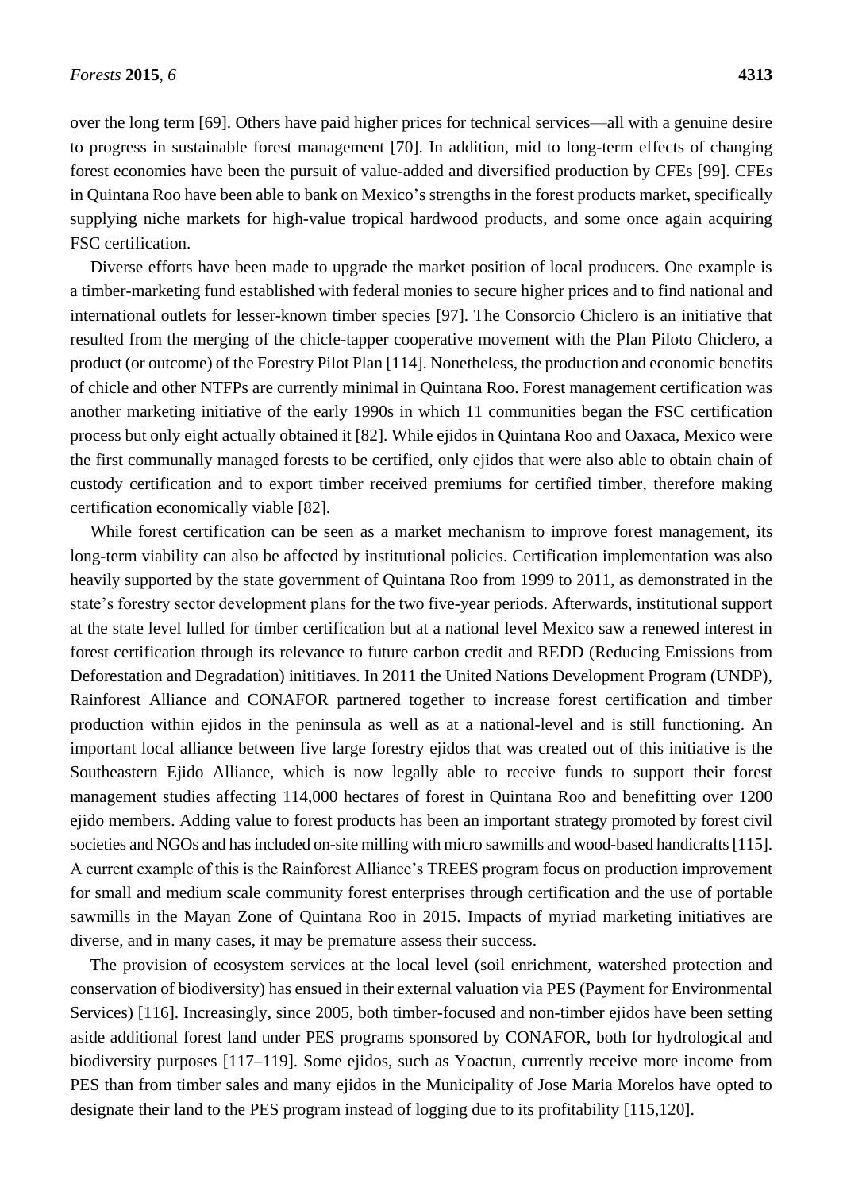over the long term [69]. Others have paid higher prices for technical services—all with a genuine desire to progress in sustainable forest management [70]. In addition, mid to long-term effects of changing forest economies have been the pursuit of value-added and diversified production by CFEs [99]. CFEs in Quintana Roo have been able to bank on Mexico's strengths in the forest products market, specifically supplying niche markets for high-value tropical hardwood products, and some once again acquiring FSC certification.

Diverse efforts have been made to upgrade the market position of local producers. One example is a timber-marketing fund established with federal monies to secure higher prices and to find national and international outlets for lesser-known timber species [97]. The Consorcio Chiclero is an initiative that resulted from the merging of the chicle-tapper cooperative movement with the Plan Piloto Chiclero, a product (or outcome) of the Forestry Pilot Plan [114]. Nonetheless, the production and economic benefits of chicle and other NTFPs are currently minimal in Quintana Roo. Forest management certification was another marketing initiative of the early 1990s in which 11 communities began the FSC certification process but only eight actually obtained it [82]. While ejidos in Quintana Roo and Oaxaca, Mexico were the first communally managed forests to be certified, only ejidos that were also able to obtain chain of custody certification and to export timber received premiums for certified timber, therefore making certification economically viable [82].

While forest certification can be seen as a market mechanism to improve forest management, its long-term viability can also be affected by institutional policies. Certification implementation was also heavily supported by the state government of Quintana Roo from 1999 to 2011, as demonstrated in the state's forestry sector development plans for the two five-year periods. Afterwards, institutional support at the state level lulled for timber certification but at a national level Mexico saw a renewed interest in forest certification through its relevance to future carbon credit and REDD (Reducing Emissions from Deforestation and Degradation) inititiaves. In 2011 the United Nations Development Program (UNDP), Rainforest Alliance and CONAFOR partnered together to increase forest certification and timber production within ejidos in the peninsula as well as at a national-level and is still functioning. An important local alliance between five large forestry ejidos that was created out of this initiative is the Southeastern Ejido Alliance, which is now legally able to receive funds to support their forest management studies affecting 114,000 hectares of forest in Quintana Roo and benefitting over 1200 ejido members. Adding value to forest products has been an important strategy promoted by forest civil societies and NGOs and has included on-site milling with micro sawmills and wood-based handicrafts [115]. A current example of this is the Rainforest Alliance's TREES program focus on production improvement for small and medium scale community forest enterprises through certification and the use of portable sawmills in the Mayan Zone of Quintana Roo in 2015. Impacts of myriad marketing initiatives are diverse, and in many cases, it may be premature assess their success.

The provision of ecosystem services at the local level (soil enrichment, watershed protection and conservation of biodiversity) has ensued in their external valuation via PES (Payment for Environmental Services) [116]. Increasingly, since 2005, both timber-focused and non-timber ejidos have been setting aside additional forest land under PES programs sponsored by CONAFOR, both for hydrological and biodiversity purposes [117–119]. Some ejidos, such as Yoactun, currently receive more income from PES than from timber sales and many ejidos in the Municipality of Jose Maria Morelos have opted to designate their land to the PES program instead of logging due to its profitability [115,120].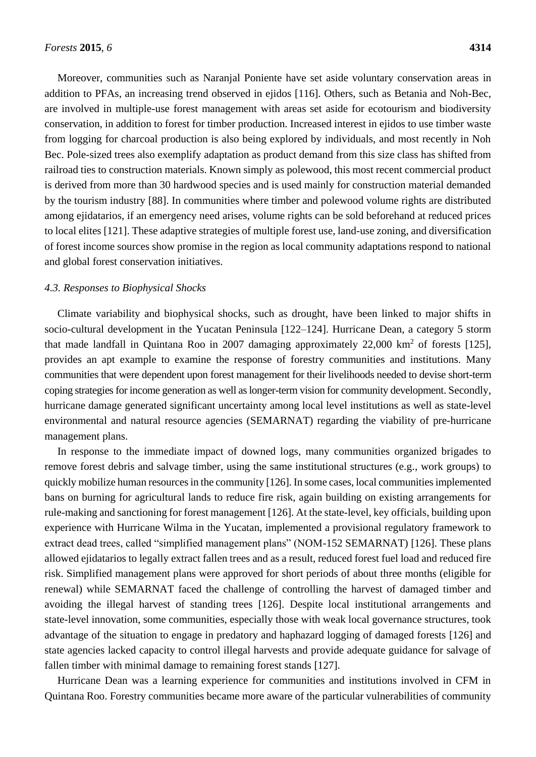Moreover, communities such as Naranjal Poniente have set aside voluntary conservation areas in addition to PFAs, an increasing trend observed in ejidos [116]. Others, such as Betania and Noh-Bec, are involved in multiple-use forest management with areas set aside for ecotourism and biodiversity conservation, in addition to forest for timber production. Increased interest in ejidos to use timber waste from logging for charcoal production is also being explored by individuals, and most recently in Noh Bec. Pole-sized trees also exemplify adaptation as product demand from this size class has shifted from railroad ties to construction materials. Known simply as polewood, this most recent commercial product is derived from more than 30 hardwood species and is used mainly for construction material demanded by the tourism industry [88]. In communities where timber and polewood volume rights are distributed among ejidatarios, if an emergency need arises, volume rights can be sold beforehand at reduced prices to local elites [121]. These adaptive strategies of multiple forest use, land-use zoning, and diversification of forest income sources show promise in the region as local community adaptations respond to national and global forest conservation initiatives.

### *4.3. Responses to Biophysical Shocks*

Climate variability and biophysical shocks, such as drought, have been linked to major shifts in socio-cultural development in the Yucatan Peninsula [122–124]. Hurricane Dean, a category 5 storm that made landfall in Quintana Roo in 2007 damaging approximately 22,000 km$^2$ of forests [125], provides an apt example to examine the response of forestry communities and institutions. Many communities that were dependent upon forest management for their livelihoods needed to devise short-term coping strategies for income generation as well as longer-term vision for community development. Secondly, hurricane damage generated significant uncertainty among local level institutions as well as state-level environmental and natural resource agencies (SEMARNAT) regarding the viability of pre-hurricane management plans.

In response to the immediate impact of downed logs, many communities organized brigades to remove forest debris and salvage timber, using the same institutional structures (e.g., work groups) to quickly mobilize human resources in the community [126]. In some cases, local communities implemented bans on burning for agricultural lands to reduce fire risk, again building on existing arrangements for rule-making and sanctioning for forest management [126]. At the state-level, key officials, building upon experience with Hurricane Wilma in the Yucatan, implemented a provisional regulatory framework to extract dead trees, called "simplified management plans" (NOM-152 SEMARNAT) [126]. These plans allowed ejidatarios to legally extract fallen trees and as a result, reduced forest fuel load and reduced fire risk. Simplified management plans were approved for short periods of about three months (eligible for renewal) while SEMARNAT faced the challenge of controlling the harvest of damaged timber and avoiding the illegal harvest of standing trees [126]. Despite local institutional arrangements and state-level innovation, some communities, especially those with weak local governance structures, took advantage of the situation to engage in predatory and haphazard logging of damaged forests [126] and state agencies lacked capacity to control illegal harvests and provide adequate guidance for salvage of fallen timber with minimal damage to remaining forest stands [127].

Hurricane Dean was a learning experience for communities and institutions involved in CFM in Quintana Roo. Forestry communities became more aware of the particular vulnerabilities of community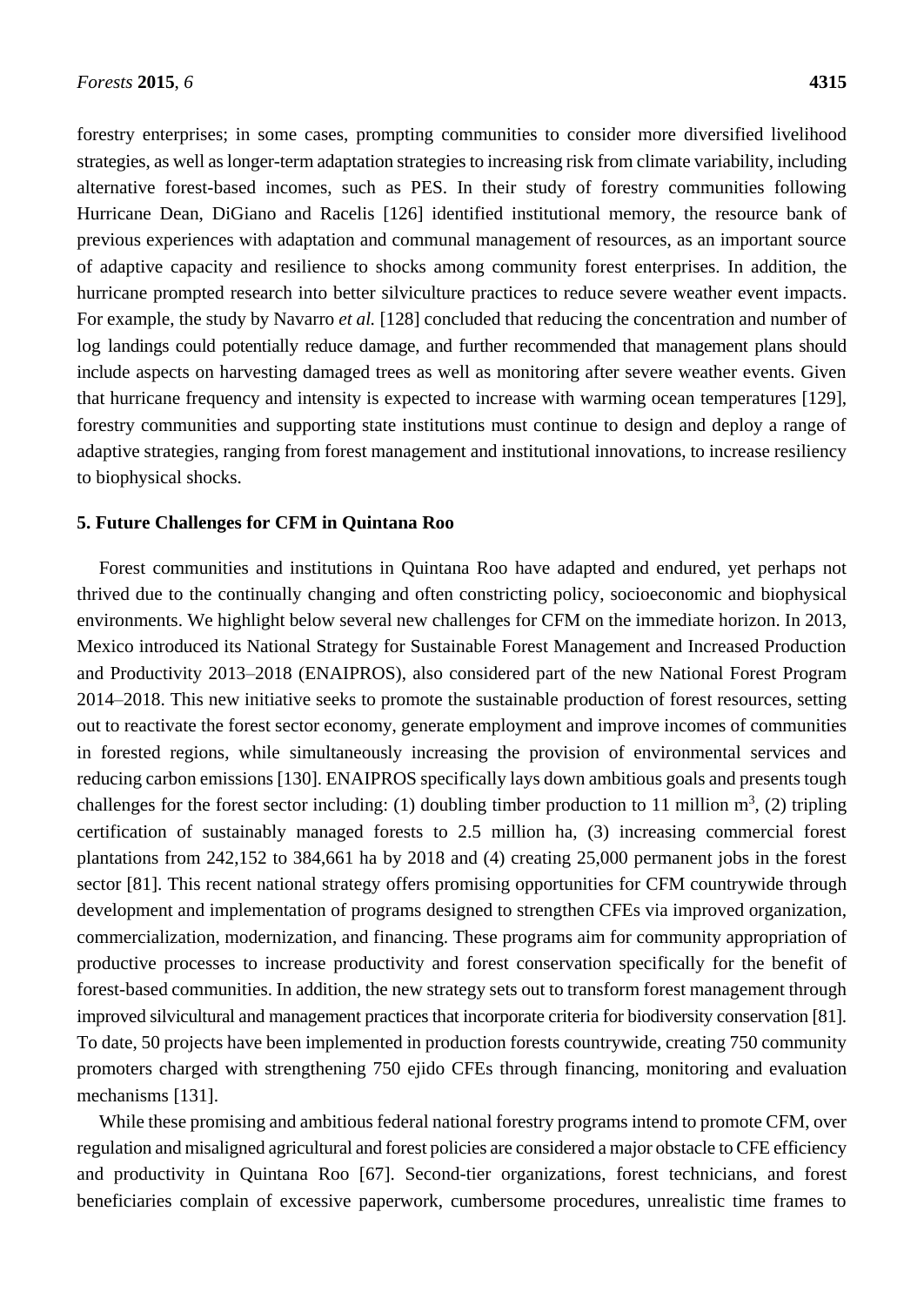forestry enterprises; in some cases, prompting communities to consider more diversified livelihood strategies, as well as longer-term adaptation strategies to increasing risk from climate variability, including alternative forest-based incomes, such as PES. In their study of forestry communities following Hurricane Dean, DiGiano and Racelis [126] identified institutional memory, the resource bank of previous experiences with adaptation and communal management of resources, as an important source of adaptive capacity and resilience to shocks among community forest enterprises. In addition, the hurricane prompted research into better silviculture practices to reduce severe weather event impacts. For example, the study by Navarro *et al.* [128] concluded that reducing the concentration and number of log landings could potentially reduce damage, and further recommended that management plans should include aspects on harvesting damaged trees as well as monitoring after severe weather events. Given that hurricane frequency and intensity is expected to increase with warming ocean temperatures [129], forestry communities and supporting state institutions must continue to design and deploy a range of adaptive strategies, ranging from forest management and institutional innovations, to increase resiliency to biophysical shocks.

## 5. Future Challenges for CFM in Quintana Roo

Forest communities and institutions in Quintana Roo have adapted and endured, yet perhaps not thrived due to the continually changing and often constricting policy, socioeconomic and biophysical environments. We highlight below several new challenges for CFM on the immediate horizon. In 2013, Mexico introduced its National Strategy for Sustainable Forest Management and Increased Production and Productivity 2013–2018 (ENAIPROS), also considered part of the new National Forest Program 2014–2018. This new initiative seeks to promote the sustainable production of forest resources, setting out to reactivate the forest sector economy, generate employment and improve incomes of communities in forested regions, while simultaneously increasing the provision of environmental services and reducing carbon emissions [130]. ENAIPROS specifically lays down ambitious goals and presents tough challenges for the forest sector including: (1) doubling timber production to 11 million $m^3$, (2) tripling certification of sustainably managed forests to 2.5 million ha, (3) increasing commercial forest plantations from 242,152 to 384,661 ha by 2018 and (4) creating 25,000 permanent jobs in the forest sector [81]. This recent national strategy offers promising opportunities for CFM countrywide through development and implementation of programs designed to strengthen CFEs via improved organization, commercialization, modernization, and financing. These programs aim for community appropriation of productive processes to increase productivity and forest conservation specifically for the benefit of forest-based communities. In addition, the new strategy sets out to transform forest management through improved silvicultural and management practices that incorporate criteria for biodiversity conservation [81]. To date, 50 projects have been implemented in production forests countrywide, creating 750 community promoters charged with strengthening 750 ejido CFEs through financing, monitoring and evaluation mechanisms [131].

While these promising and ambitious federal national forestry programs intend to promote CFM, over regulation and misaligned agricultural and forest policies are considered a major obstacle to CFE efficiency and productivity in Quintana Roo [67]. Second-tier organizations, forest technicians, and forest beneficiaries complain of excessive paperwork, cumbersome procedures, unrealistic time frames to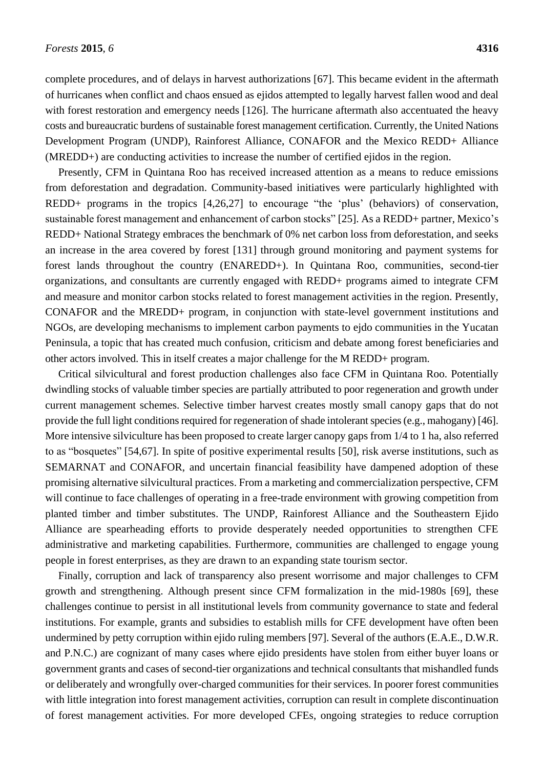complete procedures, and of delays in harvest authorizations [67]. This became evident in the aftermath of hurricanes when conflict and chaos ensued as ejidos attempted to legally harvest fallen wood and deal with forest restoration and emergency needs [126]. The hurricane aftermath also accentuated the heavy costs and bureaucratic burdens of sustainable forest management certification. Currently, the United Nations Development Program (UNDP), Rainforest Alliance, CONAFOR and the Mexico REDD+ Alliance (MREDD+) are conducting activities to increase the number of certified ejidos in the region.

Presently, CFM in Quintana Roo has received increased attention as a means to reduce emissions from deforestation and degradation. Community-based initiatives were particularly highlighted with REDD+ programs in the tropics [4,26,27] to encourage "the 'plus' (behaviors) of conservation, sustainable forest management and enhancement of carbon stocks" [25]. As a REDD+ partner, Mexico's REDD+ National Strategy embraces the benchmark of 0% net carbon loss from deforestation, and seeks an increase in the area covered by forest [131] through ground monitoring and payment systems for forest lands throughout the country (ENAREDD+). In Quintana Roo, communities, second-tier organizations, and consultants are currently engaged with REDD+ programs aimed to integrate CFM and measure and monitor carbon stocks related to forest management activities in the region. Presently, CONAFOR and the MREDD+ program, in conjunction with state-level government institutions and NGOs, are developing mechanisms to implement carbon payments to ejdo communities in the Yucatan Peninsula, a topic that has created much confusion, criticism and debate among forest beneficiaries and other actors involved. This in itself creates a major challenge for the M REDD+ program.

Critical silvicultural and forest production challenges also face CFM in Quintana Roo. Potentially dwindling stocks of valuable timber species are partially attributed to poor regeneration and growth under current management schemes. Selective timber harvest creates mostly small canopy gaps that do not provide the full light conditions required for regeneration of shade intolerant species (e.g., mahogany) [46]. More intensive silviculture has been proposed to create larger canopy gaps from 1/4 to 1 ha, also referred to as "bosquetes" [54,67]. In spite of positive experimental results [50], risk averse institutions, such as SEMARNAT and CONAFOR, and uncertain financial feasibility have dampened adoption of these promising alternative silvicultural practices. From a marketing and commercialization perspective, CFM will continue to face challenges of operating in a free-trade environment with growing competition from planted timber and timber substitutes. The UNDP, Rainforest Alliance and the Southeastern Ejido Alliance are spearheading efforts to provide desperately needed opportunities to strengthen CFE administrative and marketing capabilities. Furthermore, communities are challenged to engage young people in forest enterprises, as they are drawn to an expanding state tourism sector.

Finally, corruption and lack of transparency also present worrisome and major challenges to CFM growth and strengthening. Although present since CFM formalization in the mid-1980s [69], these challenges continue to persist in all institutional levels from community governance to state and federal institutions. For example, grants and subsidies to establish mills for CFE development have often been undermined by petty corruption within ejido ruling members [97]. Several of the authors (E.A.E., D.W.R. and P.N.C.) are cognizant of many cases where ejido presidents have stolen from either buyer loans or government grants and cases of second-tier organizations and technical consultants that mishandled funds or deliberately and wrongfully over-charged communities for their services. In poorer forest communities with little integration into forest management activities, corruption can result in complete discontinuation of forest management activities. For more developed CFEs, ongoing strategies to reduce corruption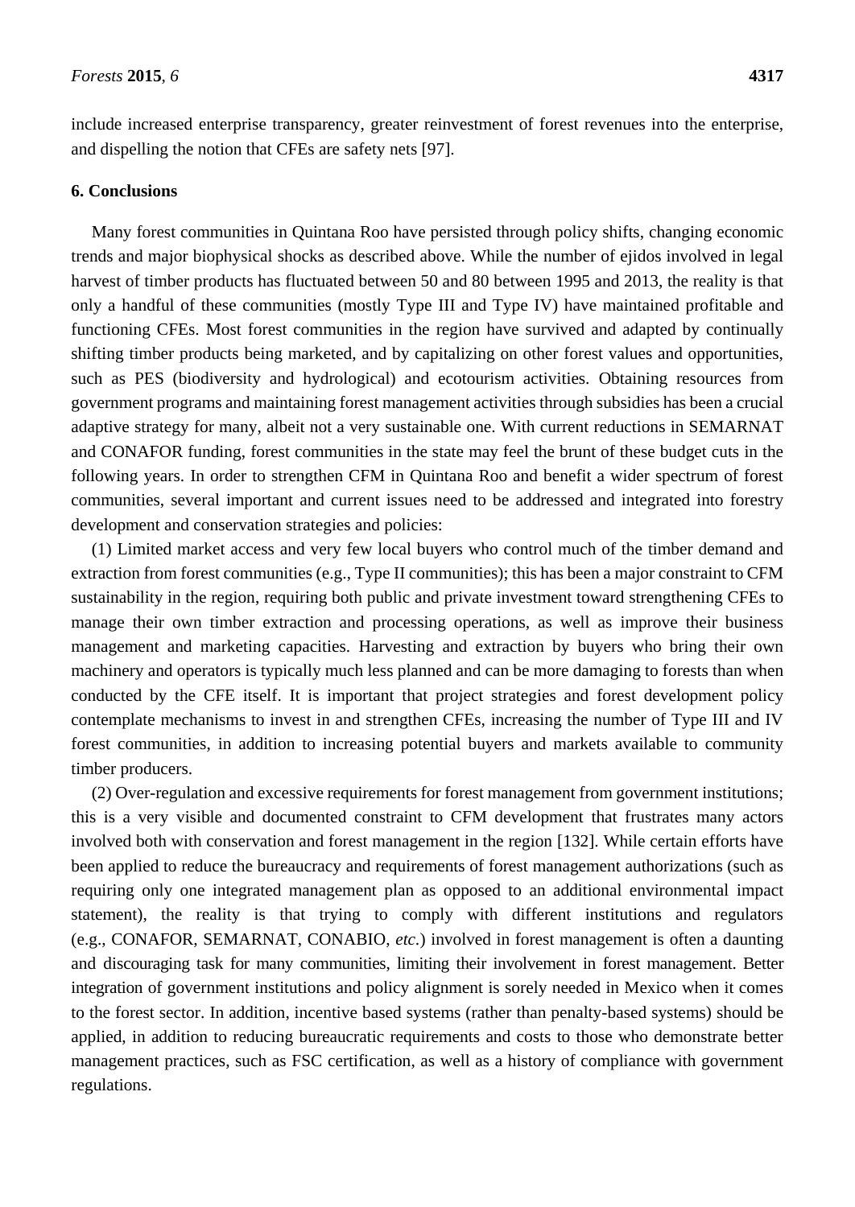include increased enterprise transparency, greater reinvestment of forest revenues into the enterprise, and dispelling the notion that CFEs are safety nets [97].

## 6. Conclusions

Many forest communities in Quintana Roo have persisted through policy shifts, changing economic trends and major biophysical shocks as described above. While the number of ejidos involved in legal harvest of timber products has fluctuated between 50 and 80 between 1995 and 2013, the reality is that only a handful of these communities (mostly Type III and Type IV) have maintained profitable and functioning CFEs. Most forest communities in the region have survived and adapted by continually shifting timber products being marketed, and by capitalizing on other forest values and opportunities, such as PES (biodiversity and hydrological) and ecotourism activities. Obtaining resources from government programs and maintaining forest management activities through subsidies has been a crucial adaptive strategy for many, albeit not a very sustainable one. With current reductions in SEMARNAT and CONAFOR funding, forest communities in the state may feel the brunt of these budget cuts in the following years. In order to strengthen CFM in Quintana Roo and benefit a wider spectrum of forest communities, several important and current issues need to be addressed and integrated into forestry development and conservation strategies and policies:

(1) Limited market access and very few local buyers who control much of the timber demand and extraction from forest communities (e.g., Type II communities); this has been a major constraint to CFM sustainability in the region, requiring both public and private investment toward strengthening CFEs to manage their own timber extraction and processing operations, as well as improve their business management and marketing capacities. Harvesting and extraction by buyers who bring their own machinery and operators is typically much less planned and can be more damaging to forests than when conducted by the CFE itself. It is important that project strategies and forest development policy contemplate mechanisms to invest in and strengthen CFEs, increasing the number of Type III and IV forest communities, in addition to increasing potential buyers and markets available to community timber producers.

(2) Over-regulation and excessive requirements for forest management from government institutions; this is a very visible and documented constraint to CFM development that frustrates many actors involved both with conservation and forest management in the region [132]. While certain efforts have been applied to reduce the bureaucracy and requirements of forest management authorizations (such as requiring only one integrated management plan as opposed to an additional environmental impact statement), the reality is that trying to comply with different institutions and regulators (e.g., CONAFOR, SEMARNAT, CONABIO, *etc.*) involved in forest management is often a daunting and discouraging task for many communities, limiting their involvement in forest management. Better integration of government institutions and policy alignment is sorely needed in Mexico when it comes to the forest sector. In addition, incentive based systems (rather than penalty-based systems) should be applied, in addition to reducing bureaucratic requirements and costs to those who demonstrate better management practices, such as FSC certification, as well as a history of compliance with government regulations.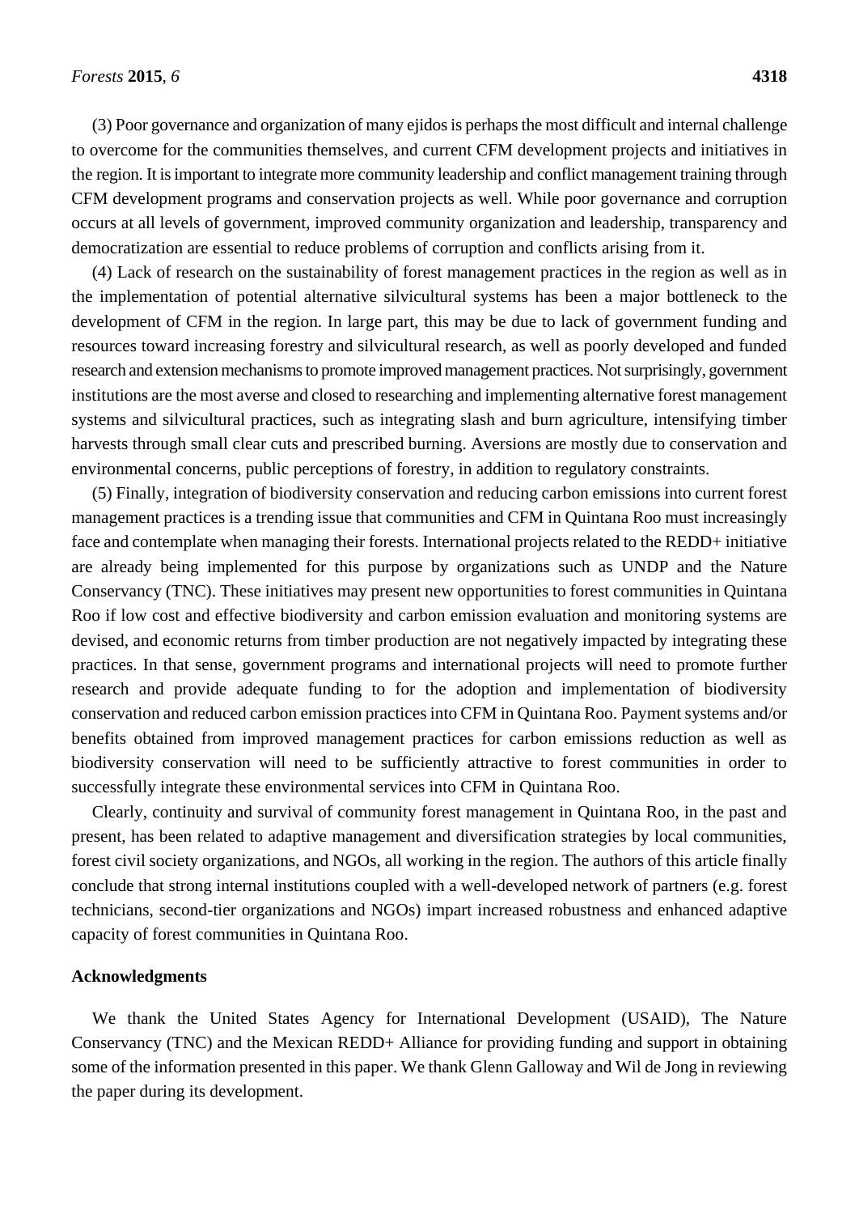(3) Poor governance and organization of many ejidos is perhaps the most difficult and internal challenge to overcome for the communities themselves, and current CFM development projects and initiatives in the region. It is important to integrate more community leadership and conflict management training through CFM development programs and conservation projects as well. While poor governance and corruption occurs at all levels of government, improved community organization and leadership, transparency and democratization are essential to reduce problems of corruption and conflicts arising from it.

(4) Lack of research on the sustainability of forest management practices in the region as well as in the implementation of potential alternative silvicultural systems has been a major bottleneck to the development of CFM in the region. In large part, this may be due to lack of government funding and resources toward increasing forestry and silvicultural research, as well as poorly developed and funded research and extension mechanisms to promote improved management practices. Not surprisingly, government institutions are the most averse and closed to researching and implementing alternative forest management systems and silvicultural practices, such as integrating slash and burn agriculture, intensifying timber harvests through small clear cuts and prescribed burning. Aversions are mostly due to conservation and environmental concerns, public perceptions of forestry, in addition to regulatory constraints.

(5) Finally, integration of biodiversity conservation and reducing carbon emissions into current forest management practices is a trending issue that communities and CFM in Quintana Roo must increasingly face and contemplate when managing their forests. International projects related to the REDD+ initiative are already being implemented for this purpose by organizations such as UNDP and the Nature Conservancy (TNC). These initiatives may present new opportunities to forest communities in Quintana Roo if low cost and effective biodiversity and carbon emission evaluation and monitoring systems are devised, and economic returns from timber production are not negatively impacted by integrating these practices. In that sense, government programs and international projects will need to promote further research and provide adequate funding to for the adoption and implementation of biodiversity conservation and reduced carbon emission practices into CFM in Quintana Roo. Payment systems and/or benefits obtained from improved management practices for carbon emissions reduction as well as biodiversity conservation will need to be sufficiently attractive to forest communities in order to successfully integrate these environmental services into CFM in Quintana Roo.

Clearly, continuity and survival of community forest management in Quintana Roo, in the past and present, has been related to adaptive management and diversification strategies by local communities, forest civil society organizations, and NGOs, all working in the region. The authors of this article finally conclude that strong internal institutions coupled with a well-developed network of partners (e.g. forest technicians, second-tier organizations and NGOs) impart increased robustness and enhanced adaptive capacity of forest communities in Quintana Roo.

## Acknowledgments

We thank the United States Agency for International Development (USAID), The Nature Conservancy (TNC) and the Mexican REDD+ Alliance for providing funding and support in obtaining some of the information presented in this paper. We thank Glenn Galloway and Wil de Jong in reviewing the paper during its development.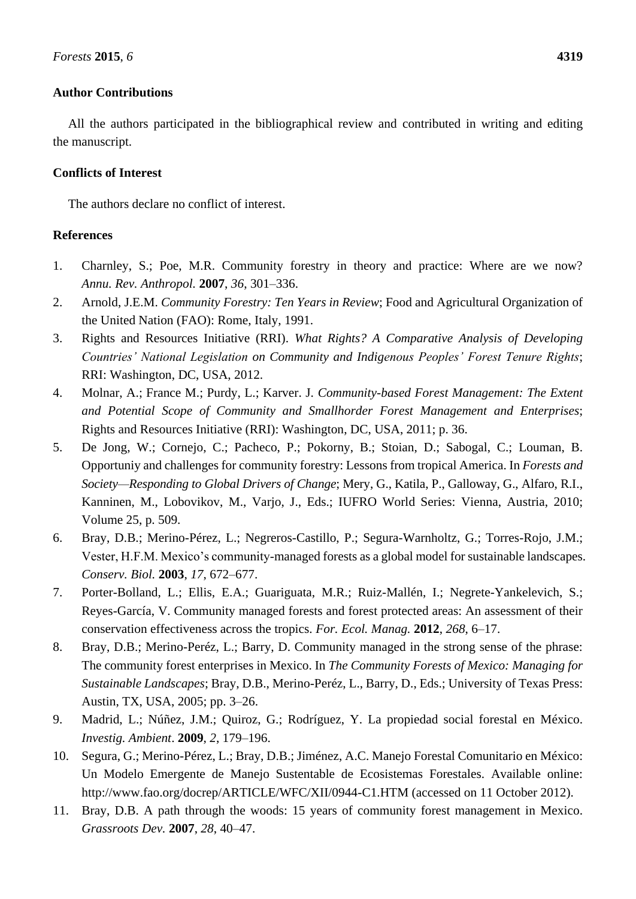## Author Contributions

All the authors participated in the bibliographical review and contributed in writing and editing the manuscript.

## Conflicts of Interest

The authors declare no conflict of interest.

## References

1. Charnley, S.; Poe, M.R. Community forestry in theory and practice: Where are we now? *Annu. Rev. Anthropol.* **2007**, *36*, 301–336.
2. Arnold, J.E.M. *Community Forestry: Ten Years in Review*; Food and Agricultural Organization of the United Nation (FAO): Rome, Italy, 1991.
3. Rights and Resources Initiative (RRI). *What Rights? A Comparative Analysis of Developing Countries' National Legislation on Community and Indigenous Peoples' Forest Tenure Rights*; RRI: Washington, DC, USA, 2012.
4. Molnar, A.; France M.; Purdy, L.; Karver. J. *Community-based Forest Management: The Extent and Potential Scope of Community and Smallhorder Forest Management and Enterprises*; Rights and Resources Initiative (RRI): Washington, DC, USA, 2011; p. 36.
5. De Jong, W.; Cornejo, C.; Pacheco, P.; Pokorny, B.; Stoian, D.; Sabogal, C.; Louman, B. Opportuniy and challenges for community forestry: Lessons from tropical America. In *Forests and Society—Responding to Global Drivers of Change*; Mery, G., Katila, P., Galloway, G., Alfaro, R.I., Kanninen, M., Lobovikov, M., Varjo, J., Eds.; IUFRO World Series: Vienna, Austria, 2010; Volume 25, p. 509.
6. Bray, D.B.; Merino-Pérez, L.; Negreros-Castillo, P.; Segura-Warnholtz, G.; Torres-Rojo, J.M.; Vester, H.F.M. Mexico's community-managed forests as a global model for sustainable landscapes. *Conserv. Biol.* **2003**, *17*, 672–677.
7. Porter-Bolland, L.; Ellis, E.A.; Guariguata, M.R.; Ruiz-Mallén, I.; Negrete-Yankelevich, S.; Reyes-García, V. Community managed forests and forest protected areas: An assessment of their conservation effectiveness across the tropics. *For. Ecol. Manag.* **2012**, *268*, 6–17.
8. Bray, D.B.; Merino-Peréz, L.; Barry, D. Community managed in the strong sense of the phrase: The community forest enterprises in Mexico. In *The Community Forests of Mexico: Managing for Sustainable Landscapes*; Bray, D.B., Merino-Peréz, L., Barry, D., Eds.; University of Texas Press: Austin, TX, USA, 2005; pp. 3–26.
9. Madrid, L.; Núñez, J.M.; Quiroz, G.; Rodríguez, Y. La propiedad social forestal en México. *Investig. Ambient*. **2009**, *2*, 179–196.
10. Segura, G.; Merino-Pérez, L.; Bray, D.B.; Jiménez, A.C. Manejo Forestal Comunitario en México: Un Modelo Emergente de Manejo Sustentable de Ecosistemas Forestales. Available online: http://www.fao.org/docrep/ARTICLE/WFC/XII/0944-C1.HTM (accessed on 11 October 2012).
11. Bray, D.B. A path through the woods: 15 years of community forest management in Mexico. *Grassroots Dev.* **2007**, *28*, 40–47.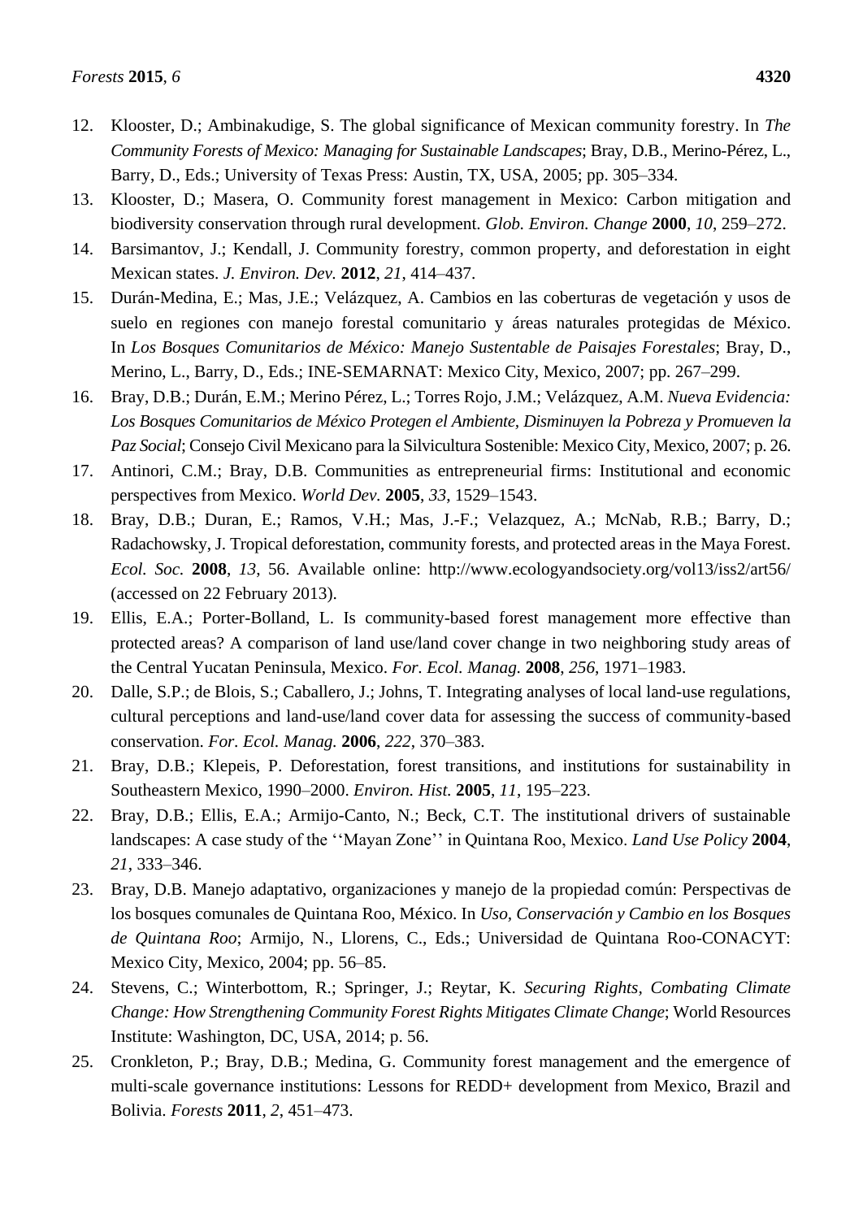12. Klooster, D.; Ambinakudige, S. The global significance of Mexican community forestry. In *The Community Forests of Mexico: Managing for Sustainable Landscapes*; Bray, D.B., Merino-Pérez, L., Barry, D., Eds.; University of Texas Press: Austin, TX, USA, 2005; pp. 305–334.
13. Klooster, D.; Masera, O. Community forest management in Mexico: Carbon mitigation and biodiversity conservation through rural development. *Glob. Environ. Change* **2000**, *10*, 259–272.
14. Barsimantov, J.; Kendall, J. Community forestry, common property, and deforestation in eight Mexican states. *J. Environ. Dev.* **2012**, *21*, 414–437.
15. Durán-Medina, E.; Mas, J.E.; Velázquez, A. Cambios en las coberturas de vegetación y usos de suelo en regiones con manejo forestal comunitario y áreas naturales protegidas de México. In *Los Bosques Comunitarios de México: Manejo Sustentable de Paisajes Forestales*; Bray, D., Merino, L., Barry, D., Eds.; INE-SEMARNAT: Mexico City, Mexico, 2007; pp. 267–299.
16. Bray, D.B.; Durán, E.M.; Merino Pérez, L.; Torres Rojo, J.M.; Velázquez, A.M. *Nueva Evidencia: Los Bosques Comunitarios de México Protegen el Ambiente, Disminuyen la Pobreza y Promueven la Paz Social*; Consejo Civil Mexicano para la Silvicultura Sostenible: Mexico City, Mexico, 2007; p. 26.
17. Antinori, C.M.; Bray, D.B. Communities as entrepreneurial firms: Institutional and economic perspectives from Mexico. *World Dev.* **2005**, *33*, 1529–1543.
18. Bray, D.B.; Duran, E.; Ramos, V.H.; Mas, J.-F.; Velazquez, A.; McNab, R.B.; Barry, D.; Radachowsky, J. Tropical deforestation, community forests, and protected areas in the Maya Forest. *Ecol. Soc.* **2008**, *13*, 56. Available online: http://www.ecologyandsociety.org/vol13/iss2/art56/ (accessed on 22 February 2013).
19. Ellis, E.A.; Porter-Bolland, L. Is community-based forest management more effective than protected areas? A comparison of land use/land cover change in two neighboring study areas of the Central Yucatan Peninsula, Mexico. *For. Ecol. Manag.* **2008**, *256*, 1971–1983.
20. Dalle, S.P.; de Blois, S.; Caballero, J.; Johns, T. Integrating analyses of local land-use regulations, cultural perceptions and land-use/land cover data for assessing the success of community-based conservation. *For. Ecol. Manag.* **2006**, *222*, 370–383.
21. Bray, D.B.; Klepeis, P. Deforestation, forest transitions, and institutions for sustainability in Southeastern Mexico, 1990–2000. *Environ. Hist.* **2005**, *11*, 195–223.
22. Bray, D.B.; Ellis, E.A.; Armijo-Canto, N.; Beck, C.T. The institutional drivers of sustainable landscapes: A case study of the ''Mayan Zone'' in Quintana Roo, Mexico. *Land Use Policy* **2004**, *21*, 333–346.
23. Bray, D.B. Manejo adaptativo, organizaciones y manejo de la propiedad común: Perspectivas de los bosques comunales de Quintana Roo, México. In *Uso, Conservación y Cambio en los Bosques de Quintana Roo*; Armijo, N., Llorens, C., Eds.; Universidad de Quintana Roo-CONACYT: Mexico City, Mexico, 2004; pp. 56–85.
24. Stevens, C.; Winterbottom, R.; Springer, J.; Reytar, K. *Securing Rights, Combating Climate Change: How Strengthening Community Forest Rights Mitigates Climate Change*; World Resources Institute: Washington, DC, USA, 2014; p. 56.
25. Cronkleton, P.; Bray, D.B.; Medina, G. Community forest management and the emergence of multi-scale governance institutions: Lessons for REDD+ development from Mexico, Brazil and Bolivia. *Forests* **2011**, *2*, 451–473.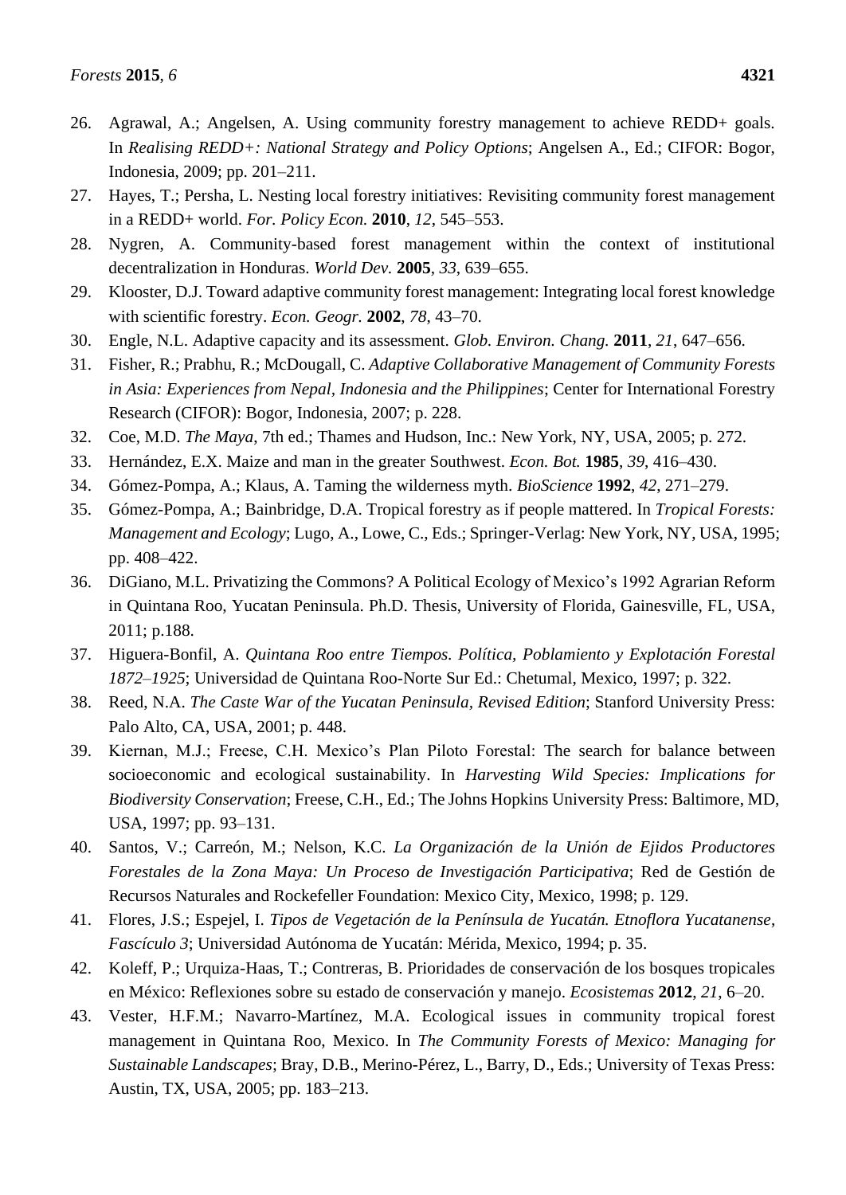26. Agrawal, A.; Angelsen, A. Using community forestry management to achieve REDD+ goals. In *Realising REDD+: National Strategy and Policy Options*; Angelsen A., Ed.; CIFOR: Bogor, Indonesia, 2009; pp. 201–211.
27. Hayes, T.; Persha, L. Nesting local forestry initiatives: Revisiting community forest management in a REDD+ world. *For. Policy Econ.* **2010**, *12*, 545–553.
28. Nygren, A. Community-based forest management within the context of institutional decentralization in Honduras. *World Dev.* **2005**, *33*, 639–655.
29. Klooster, D.J. Toward adaptive community forest management: Integrating local forest knowledge with scientific forestry. *Econ. Geogr.* **2002**, *78*, 43–70.
30. Engle, N.L. Adaptive capacity and its assessment. *Glob. Environ. Chang.* **2011**, *21*, 647–656.
31. Fisher, R.; Prabhu, R.; McDougall, C. *Adaptive Collaborative Management of Community Forests in Asia: Experiences from Nepal, Indonesia and the Philippines*; Center for International Forestry Research (CIFOR): Bogor, Indonesia, 2007; p. 228.
32. Coe, M.D. *The Maya*, 7th ed.; Thames and Hudson, Inc.: New York, NY, USA, 2005; p. 272.
33. Hernández, E.X. Maize and man in the greater Southwest. *Econ. Bot.* **1985**, *39*, 416–430.
34. Gómez-Pompa, A.; Klaus, A. Taming the wilderness myth. *BioScience* **1992**, *42*, 271–279.
35. Gómez-Pompa, A.; Bainbridge, D.A. Tropical forestry as if people mattered. In *Tropical Forests: Management and Ecology*; Lugo, A., Lowe, C., Eds.; Springer-Verlag: New York, NY, USA, 1995; pp. 408–422.
36. DiGiano, M.L. Privatizing the Commons? A Political Ecology of Mexico's 1992 Agrarian Reform in Quintana Roo, Yucatan Peninsula. Ph.D. Thesis, University of Florida, Gainesville, FL, USA, 2011; p.188.
37. Higuera-Bonfil, A. *Quintana Roo entre Tiempos. Política, Poblamiento y Explotación Forestal 1872–1925*; Universidad de Quintana Roo-Norte Sur Ed.: Chetumal, Mexico, 1997; p. 322.
38. Reed, N.A. *The Caste War of the Yucatan Peninsula, Revised Edition*; Stanford University Press: Palo Alto, CA, USA, 2001; p. 448.
39. Kiernan, M.J.; Freese, C.H. Mexico's Plan Piloto Forestal: The search for balance between socioeconomic and ecological sustainability. In *Harvesting Wild Species: Implications for Biodiversity Conservation*; Freese, C.H., Ed.; The Johns Hopkins University Press: Baltimore, MD, USA, 1997; pp. 93–131.
40. Santos, V.; Carreón, M.; Nelson, K.C. *La Organización de la Unión de Ejidos Productores Forestales de la Zona Maya: Un Proceso de Investigación Participativa*; Red de Gestión de Recursos Naturales and Rockefeller Foundation: Mexico City, Mexico, 1998; p. 129.
41. Flores, J.S.; Espejel, I. *Tipos de Vegetación de la Península de Yucatán. Etnoflora Yucatanense, Fascículo 3*; Universidad Autónoma de Yucatán: Mérida, Mexico, 1994; p. 35.
42. Koleff, P.; Urquiza-Haas, T.; Contreras, B. Prioridades de conservación de los bosques tropicales en México: Reflexiones sobre su estado de conservación y manejo. *Ecosistemas* **2012**, *21*, 6–20.
43. Vester, H.F.M.; Navarro-Martínez, M.A. Ecological issues in community tropical forest management in Quintana Roo, Mexico. In *The Community Forests of Mexico: Managing for Sustainable Landscapes*; Bray, D.B., Merino-Pérez, L., Barry, D., Eds.; University of Texas Press: Austin, TX, USA, 2005; pp. 183–213.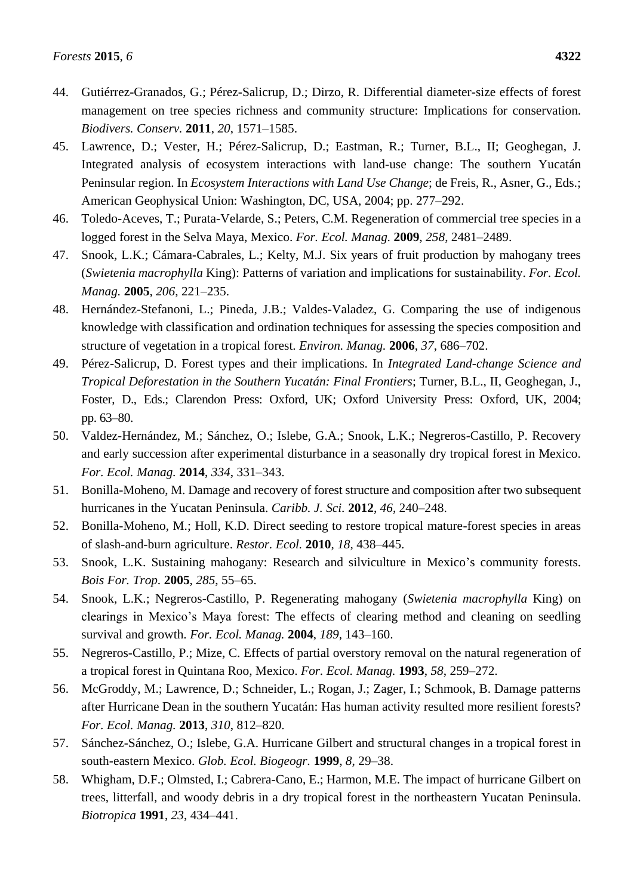44. Gutiérrez-Granados, G.; Pérez-Salicrup, D.; Dirzo, R. Differential diameter-size effects of forest management on tree species richness and community structure: Implications for conservation. *Biodivers. Conserv.* **2011**, *20*, 1571–1585.
45. Lawrence, D.; Vester, H.; Pérez-Salicrup, D.; Eastman, R.; Turner, B.L., II; Geoghegan, J. Integrated analysis of ecosystem interactions with land-use change: The southern Yucatán Peninsular region. In *Ecosystem Interactions with Land Use Change*; de Freis, R., Asner, G., Eds.; American Geophysical Union: Washington, DC, USA, 2004; pp. 277–292.
46. Toledo-Aceves, T.; Purata-Velarde, S.; Peters, C.M. Regeneration of commercial tree species in a logged forest in the Selva Maya, Mexico. *For. Ecol. Manag.* **2009**, *258*, 2481–2489.
47. Snook, L.K.; Cámara-Cabrales, L.; Kelty, M.J. Six years of fruit production by mahogany trees (*Swietenia macrophylla* King): Patterns of variation and implications for sustainability. *For. Ecol. Manag.* **2005**, *206*, 221–235.
48. Hernández-Stefanoni, L.; Pineda, J.B.; Valdes-Valadez, G. Comparing the use of indigenous knowledge with classification and ordination techniques for assessing the species composition and structure of vegetation in a tropical forest. *Environ. Manag.* **2006**, *37*, 686–702.
49. Pérez-Salicrup, D. Forest types and their implications. In *Integrated Land-change Science and Tropical Deforestation in the Southern Yucatán: Final Frontiers*; Turner, B.L., II, Geoghegan, J., Foster, D., Eds.; Clarendon Press: Oxford, UK; Oxford University Press: Oxford, UK, 2004; pp. 63–80.
50. Valdez-Hernández, M.; Sánchez, O.; Islebe, G.A.; Snook, L.K.; Negreros-Castillo, P. Recovery and early succession after experimental disturbance in a seasonally dry tropical forest in Mexico. *For. Ecol. Manag.* **2014**, *334*, 331–343.
51. Bonilla-Moheno, M. Damage and recovery of forest structure and composition after two subsequent hurricanes in the Yucatan Peninsula. *Caribb. J. Sci.* **2012**, *46*, 240–248.
52. Bonilla-Moheno, M.; Holl, K.D. Direct seeding to restore tropical mature-forest species in areas of slash-and-burn agriculture. *Restor. Ecol.* **2010**, *18*, 438–445.
53. Snook, L.K. Sustaining mahogany: Research and silviculture in Mexico's community forests. *Bois For. Trop.* **2005**, *285*, 55–65.
54. Snook, L.K.; Negreros-Castillo, P. Regenerating mahogany (*Swietenia macrophylla* King) on clearings in Mexico's Maya forest: The effects of clearing method and cleaning on seedling survival and growth. *For. Ecol. Manag.* **2004**, *189*, 143–160.
55. Negreros-Castillo, P.; Mize, C. Effects of partial overstory removal on the natural regeneration of a tropical forest in Quintana Roo, Mexico. *For. Ecol. Manag.* **1993**, *58*, 259–272.
56. McGroddy, M.; Lawrence, D.; Schneider, L.; Rogan, J.; Zager, I.; Schmook, B. Damage patterns after Hurricane Dean in the southern Yucatán: Has human activity resulted more resilient forests? *For. Ecol. Manag.* **2013**, *310*, 812–820.
57. Sánchez-Sánchez, O.; Islebe, G.A. Hurricane Gilbert and structural changes in a tropical forest in south-eastern Mexico. *Glob. Ecol. Biogeogr.* **1999**, *8*, 29–38.
58. Whigham, D.F.; Olmsted, I.; Cabrera-Cano, E.; Harmon, M.E. The impact of hurricane Gilbert on trees, litterfall, and woody debris in a dry tropical forest in the northeastern Yucatan Peninsula. *Biotropica* **1991**, *23*, 434–441.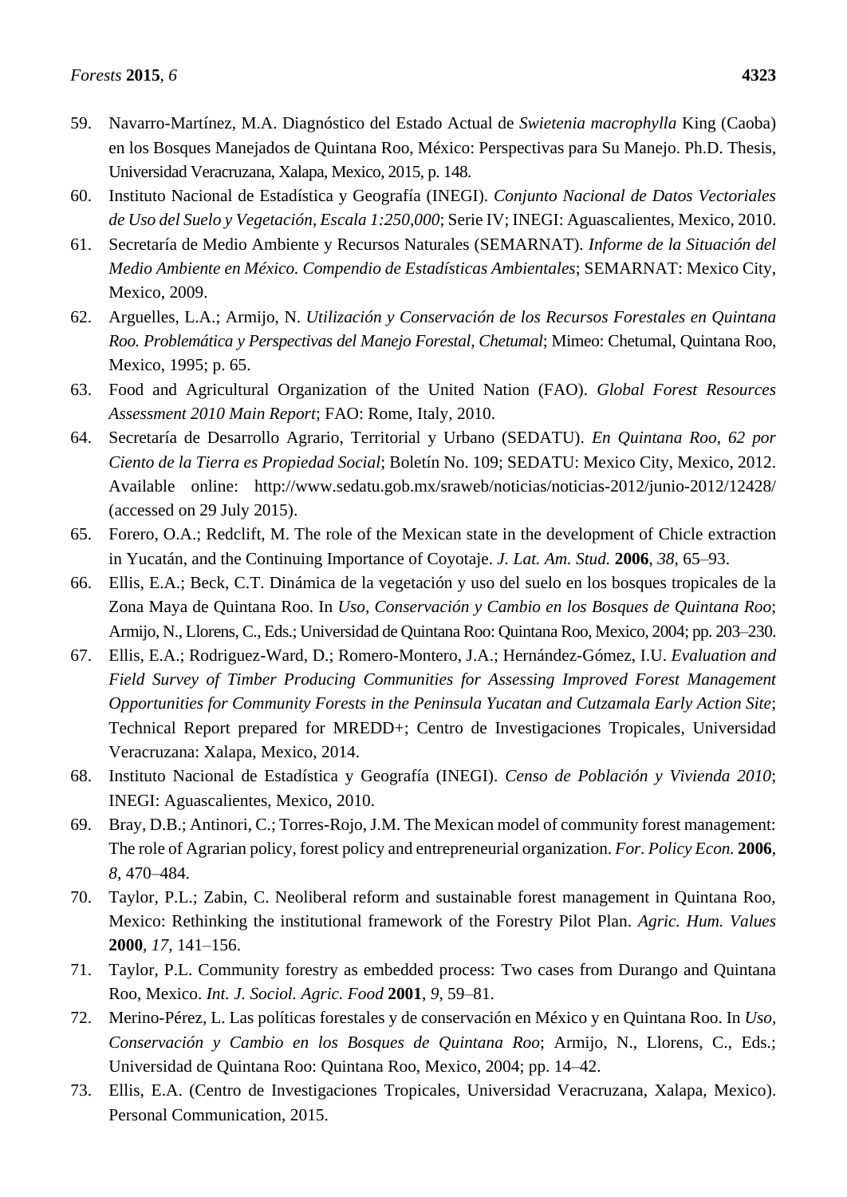59. Navarro-Martínez, M.A. Diagnóstico del Estado Actual de *Swietenia macrophylla* King (Caoba) en los Bosques Manejados de Quintana Roo, México: Perspectivas para Su Manejo. Ph.D. Thesis, Universidad Veracruzana, Xalapa, Mexico, 2015, p. 148.
60. Instituto Nacional de Estadística y Geografía (INEGI). *Conjunto Nacional de Datos Vectoriales de Uso del Suelo y Vegetación, Escala 1:250,000*; Serie IV; INEGI: Aguascalientes, Mexico, 2010.
61. Secretaría de Medio Ambiente y Recursos Naturales (SEMARNAT). *Informe de la Situación del Medio Ambiente en México. Compendio de Estadísticas Ambientales*; SEMARNAT: Mexico City, Mexico, 2009.
62. Arguelles, L.A.; Armijo, N. *Utilización y Conservación de los Recursos Forestales en Quintana Roo. Problemática y Perspectivas del Manejo Forestal, Chetumal*; Mimeo: Chetumal, Quintana Roo, Mexico, 1995; p. 65.
63. Food and Agricultural Organization of the United Nation (FAO). *Global Forest Resources Assessment 2010 Main Report*; FAO: Rome, Italy, 2010.
64. Secretaría de Desarrollo Agrario, Territorial y Urbano (SEDATU). *En Quintana Roo, 62 por Ciento de la Tierra es Propiedad Social*; Boletín No. 109; SEDATU: Mexico City, Mexico, 2012. Available online: http://www.sedatu.gob.mx/sraweb/noticias/noticias-2012/junio-2012/12428/ (accessed on 29 July 2015).
65. Forero, O.A.; Redclift, M. The role of the Mexican state in the development of Chicle extraction in Yucatán, and the Continuing Importance of Coyotaje. *J. Lat. Am. Stud.* **2006**, *38*, 65–93.
66. Ellis, E.A.; Beck, C.T. Dinámica de la vegetación y uso del suelo en los bosques tropicales de la Zona Maya de Quintana Roo. In *Uso, Conservación y Cambio en los Bosques de Quintana Roo*; Armijo, N., Llorens, C., Eds.; Universidad de Quintana Roo: Quintana Roo, Mexico, 2004; pp. 203–230.
67. Ellis, E.A.; Rodriguez-Ward, D.; Romero-Montero, J.A.; Hernández-Gómez, I.U. *Evaluation and Field Survey of Timber Producing Communities for Assessing Improved Forest Management Opportunities for Community Forests in the Peninsula Yucatan and Cutzamala Early Action Site*; Technical Report prepared for MREDD+; Centro de Investigaciones Tropicales, Universidad Veracruzana: Xalapa, Mexico, 2014.
68. Instituto Nacional de Estadística y Geografía (INEGI). *Censo de Población y Vivienda 2010*; INEGI: Aguascalientes, Mexico, 2010.
69. Bray, D.B.; Antinori, C.; Torres-Rojo, J.M. The Mexican model of community forest management: The role of Agrarian policy, forest policy and entrepreneurial organization. *For. Policy Econ.* **2006**, *8*, 470–484.
70. Taylor, P.L.; Zabin, C. Neoliberal reform and sustainable forest management in Quintana Roo, Mexico: Rethinking the institutional framework of the Forestry Pilot Plan. *Agric. Hum. Values* **2000**, *17*, 141–156.
71. Taylor, P.L. Community forestry as embedded process: Two cases from Durango and Quintana Roo, Mexico. *Int. J. Sociol. Agric. Food* **2001**, *9*, 59–81.
72. Merino-Pérez, L. Las políticas forestales y de conservación en México y en Quintana Roo. In *Uso, Conservación y Cambio en los Bosques de Quintana Roo*; Armijo, N., Llorens, C., Eds.; Universidad de Quintana Roo: Quintana Roo, Mexico, 2004; pp. 14–42.
73. Ellis, E.A. (Centro de Investigaciones Tropicales, Universidad Veracruzana, Xalapa, Mexico). Personal Communication, 2015.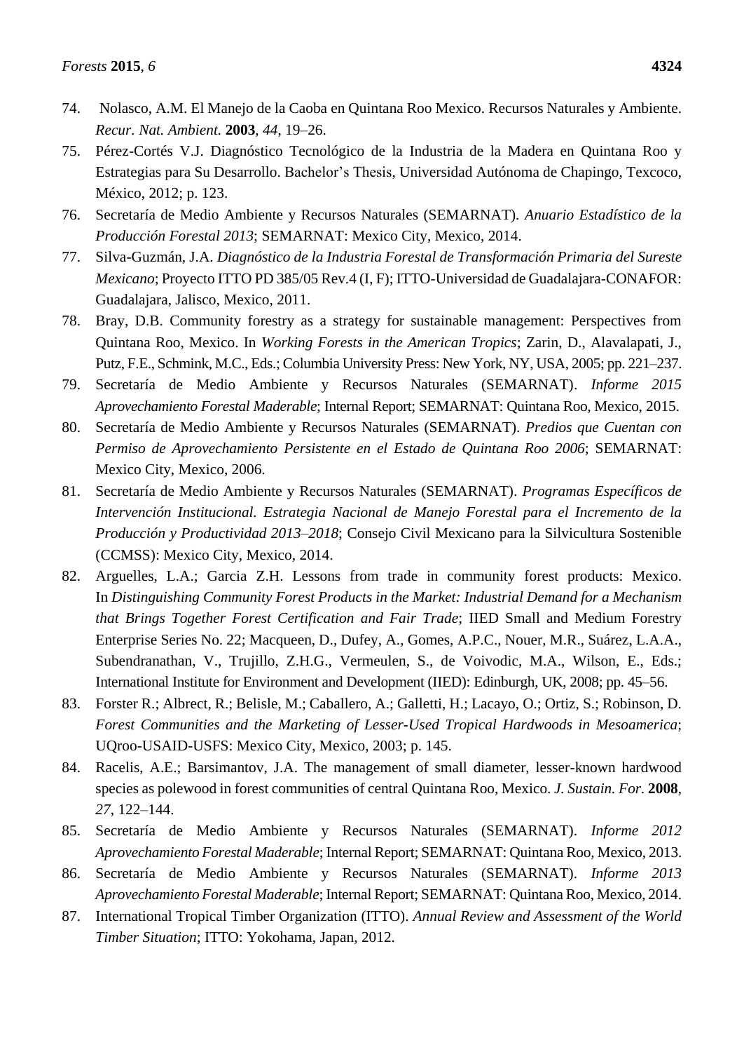74. Nolasco, A.M. El Manejo de la Caoba en Quintana Roo Mexico. Recursos Naturales y Ambiente. *Recur. Nat. Ambient.* **2003**, *44*, 19–26.
75. Pérez-Cortés V.J. Diagnóstico Tecnológico de la Industria de la Madera en Quintana Roo y Estrategias para Su Desarrollo. Bachelor's Thesis, Universidad Autónoma de Chapingo, Texcoco, México, 2012; p. 123.
76. Secretaría de Medio Ambiente y Recursos Naturales (SEMARNAT). *Anuario Estadístico de la Producción Forestal 2013*; SEMARNAT: Mexico City, Mexico, 2014.
77. Silva-Guzmán, J.A. *Diagnóstico de la Industria Forestal de Transformación Primaria del Sureste Mexicano*; Proyecto ITTO PD 385/05 Rev.4 (I, F); ITTO-Universidad de Guadalajara-CONAFOR: Guadalajara, Jalisco, Mexico, 2011.
78. Bray, D.B. Community forestry as a strategy for sustainable management: Perspectives from Quintana Roo, Mexico. In *Working Forests in the American Tropics*; Zarin, D., Alavalapati, J., Putz, F.E., Schmink, M.C., Eds.; Columbia University Press: New York, NY, USA, 2005; pp. 221–237.
79. Secretaría de Medio Ambiente y Recursos Naturales (SEMARNAT). *Informe 2015 Aprovechamiento Forestal Maderable*; Internal Report; SEMARNAT: Quintana Roo, Mexico, 2015.
80. Secretaría de Medio Ambiente y Recursos Naturales (SEMARNAT). *Predios que Cuentan con Permiso de Aprovechamiento Persistente en el Estado de Quintana Roo 2006*; SEMARNAT: Mexico City, Mexico, 2006.
81. Secretaría de Medio Ambiente y Recursos Naturales (SEMARNAT). *Programas Específicos de Intervención Institucional. Estrategia Nacional de Manejo Forestal para el Incremento de la Producción y Productividad 2013–2018*; Consejo Civil Mexicano para la Silvicultura Sostenible (CCMSS): Mexico City, Mexico, 2014.
82. Arguelles, L.A.; Garcia Z.H. Lessons from trade in community forest products: Mexico. In *Distinguishing Community Forest Products in the Market: Industrial Demand for a Mechanism that Brings Together Forest Certification and Fair Trade*; IIED Small and Medium Forestry Enterprise Series No. 22; Macqueen, D., Dufey, A., Gomes, A.P.C., Nouer, M.R., Suárez, L.A.A., Subendranathan, V., Trujillo, Z.H.G., Vermeulen, S., de Voivodic, M.A., Wilson, E., Eds.; International Institute for Environment and Development (IIED): Edinburgh, UK, 2008; pp. 45–56.
83. Forster R.; Albrect, R.; Belisle, M.; Caballero, A.; Galletti, H.; Lacayo, O.; Ortiz, S.; Robinson, D. *Forest Communities and the Marketing of Lesser-Used Tropical Hardwoods in Mesoamerica*; UQroo-USAID-USFS: Mexico City, Mexico, 2003; p. 145.
84. Racelis, A.E.; Barsimantov, J.A. The management of small diameter, lesser-known hardwood species as polewood in forest communities of central Quintana Roo, Mexico. *J. Sustain. For.* **2008**, *27*, 122–144.
85. Secretaría de Medio Ambiente y Recursos Naturales (SEMARNAT). *Informe 2012 Aprovechamiento Forestal Maderable*; Internal Report; SEMARNAT: Quintana Roo, Mexico, 2013.
86. Secretaría de Medio Ambiente y Recursos Naturales (SEMARNAT). *Informe 2013 Aprovechamiento Forestal Maderable*; Internal Report; SEMARNAT: Quintana Roo, Mexico, 2014.
87. International Tropical Timber Organization (ITTO). *Annual Review and Assessment of the World Timber Situation*; ITTO: Yokohama, Japan, 2012.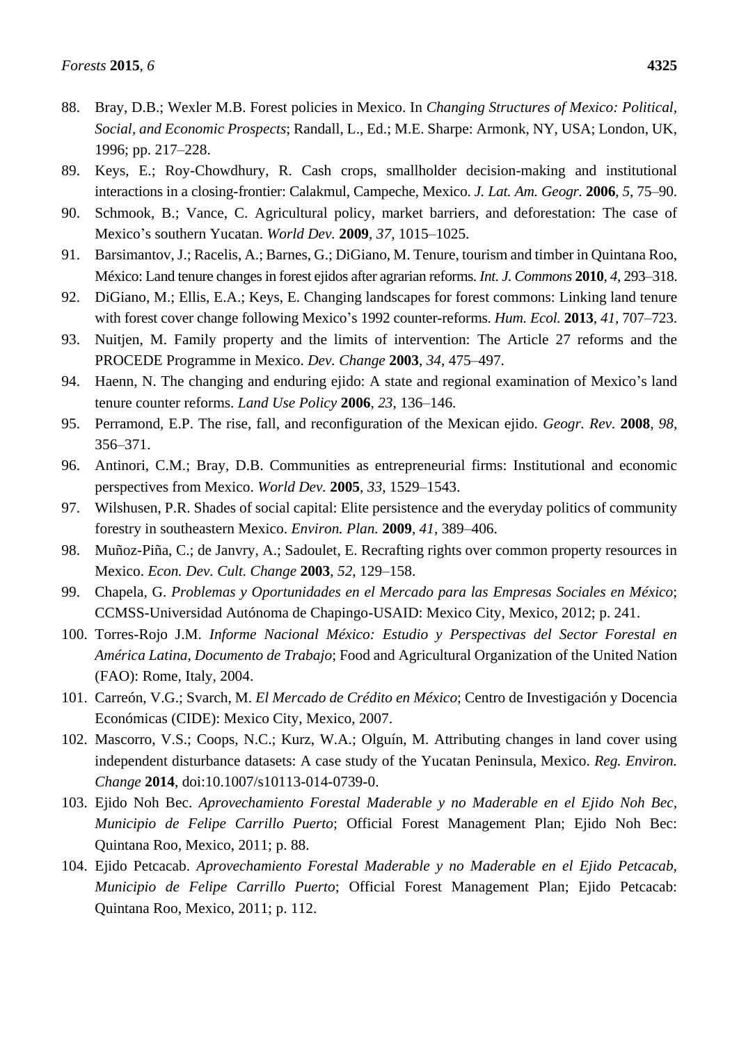88. Bray, D.B.; Wexler M.B. Forest policies in Mexico. In *Changing Structures of Mexico: Political, Social, and Economic Prospects*; Randall, L., Ed.; M.E. Sharpe: Armonk, NY, USA; London, UK, 1996; pp. 217–228.
89. Keys, E.; Roy-Chowdhury, R. Cash crops, smallholder decision-making and institutional interactions in a closing-frontier: Calakmul, Campeche, Mexico. *J. Lat. Am. Geogr.* **2006**, *5*, 75–90.
90. Schmook, B.; Vance, C. Agricultural policy, market barriers, and deforestation: The case of Mexico's southern Yucatan. *World Dev.* **2009**, *37*, 1015–1025.
91. Barsimantov, J.; Racelis, A.; Barnes, G.; DiGiano, M. Tenure, tourism and timber in Quintana Roo, México: Land tenure changes in forest ejidos after agrarian reforms. *Int. J. Commons* **2010**, *4*, 293–318.
92. DiGiano, M.; Ellis, E.A.; Keys, E. Changing landscapes for forest commons: Linking land tenure with forest cover change following Mexico's 1992 counter-reforms. *Hum. Ecol.* **2013**, *41*, 707–723.
93. Nuitjen, M. Family property and the limits of intervention: The Article 27 reforms and the PROCEDE Programme in Mexico. *Dev. Change* **2003**, *34*, 475–497.
94. Haenn, N. The changing and enduring ejido: A state and regional examination of Mexico's land tenure counter reforms. *Land Use Policy* **2006**, *23*, 136–146.
95. Perramond, E.P. The rise, fall, and reconfiguration of the Mexican ejido. *Geogr. Rev*. **2008**, *98*, 356–371.
96. Antinori, C.M.; Bray, D.B. Communities as entrepreneurial firms: Institutional and economic perspectives from Mexico. *World Dev.* **2005**, *33*, 1529–1543.
97. Wilshusen, P.R. Shades of social capital: Elite persistence and the everyday politics of community forestry in southeastern Mexico. *Environ. Plan.* **2009**, *41*, 389–406.
98. Muñoz-Piña, C.; de Janvry, A.; Sadoulet, E. Recrafting rights over common property resources in Mexico. *Econ. Dev. Cult. Change* **2003**, *52*, 129–158.
99. Chapela, G. *Problemas y Oportunidades en el Mercado para las Empresas Sociales en México*; CCMSS-Universidad Autónoma de Chapingo-USAID: Mexico City, Mexico, 2012; p. 241.
100. Torres-Rojo J.M. *Informe Nacional México: Estudio y Perspectivas del Sector Forestal en América Latina*, *Documento de Trabajo*; Food and Agricultural Organization of the United Nation (FAO): Rome, Italy, 2004.
101. Carreón, V.G.; Svarch, M. *El Mercado de Crédito en México*; Centro de Investigación y Docencia Económicas (CIDE): Mexico City, Mexico, 2007.
102. Mascorro, V.S.; Coops, N.C.; Kurz, W.A.; Olguín, M. Attributing changes in land cover using independent disturbance datasets: A case study of the Yucatan Peninsula, Mexico. *Reg. Environ. Change* **2014**, doi:10.1007/s10113-014-0739-0.
103. Ejido Noh Bec. *Aprovechamiento Forestal Maderable y no Maderable en el Ejido Noh Bec*, *Municipio de Felipe Carrillo Puerto*; Official Forest Management Plan; Ejido Noh Bec: Quintana Roo, Mexico, 2011; p. 88.
104. Ejido Petcacab. *Aprovechamiento Forestal Maderable y no Maderable en el Ejido Petcacab*, *Municipio de Felipe Carrillo Puerto*; Official Forest Management Plan; Ejido Petcacab: Quintana Roo, Mexico, 2011; p. 112.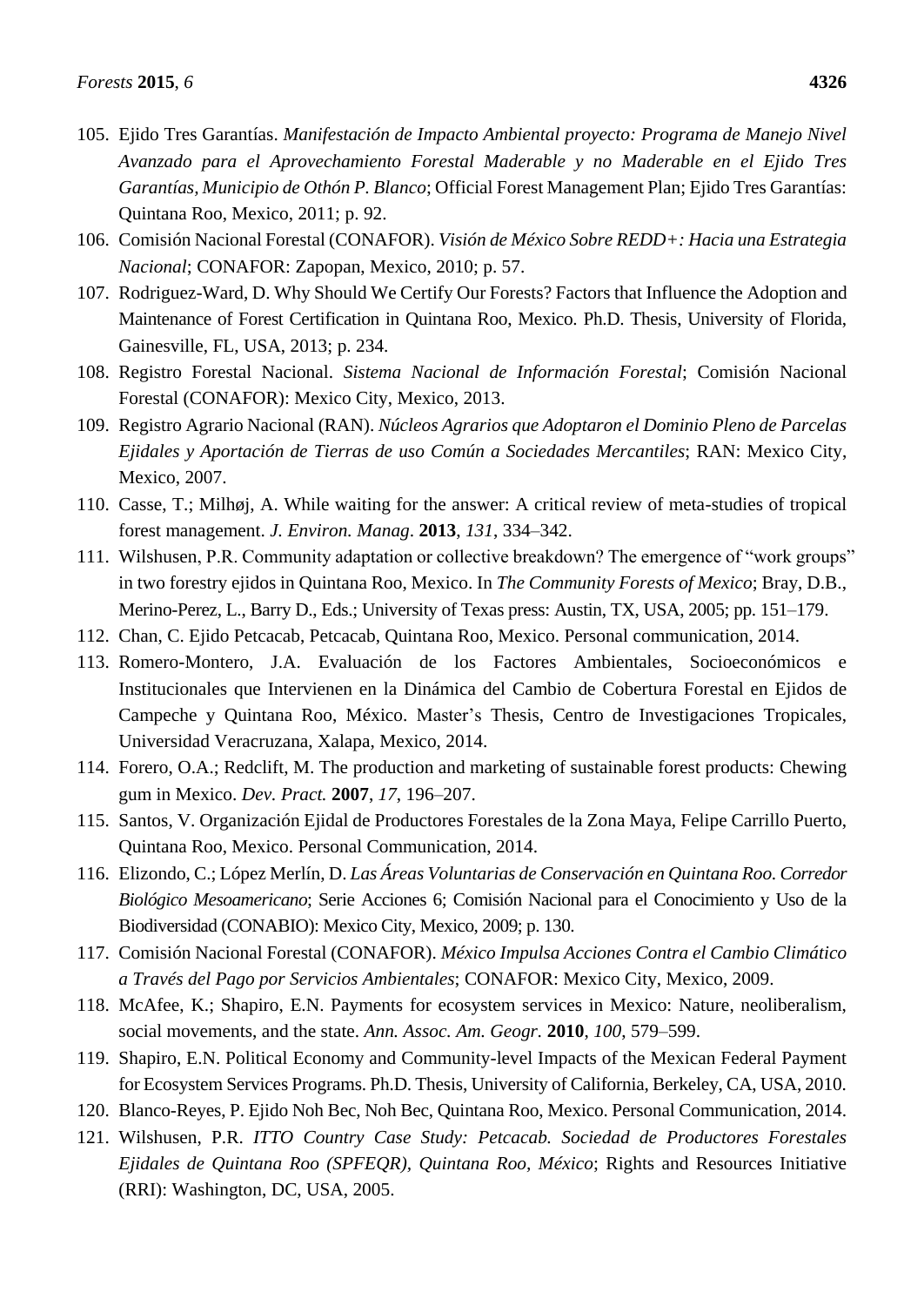105. Ejido Tres Garantías. *Manifestación de Impacto Ambiental proyecto: Programa de Manejo Nivel Avanzado para el Aprovechamiento Forestal Maderable y no Maderable en el Ejido Tres Garantías, Municipio de Othón P. Blanco*; Official Forest Management Plan; Ejido Tres Garantías: Quintana Roo, Mexico, 2011; p. 92.
106. Comisión Nacional Forestal (CONAFOR). *Visión de México Sobre REDD+: Hacia una Estrategia Nacional*; CONAFOR: Zapopan, Mexico, 2010; p. 57.
107. Rodriguez-Ward, D. Why Should We Certify Our Forests? Factors that Influence the Adoption and Maintenance of Forest Certification in Quintana Roo, Mexico. Ph.D. Thesis, University of Florida, Gainesville, FL, USA, 2013; p. 234.
108. Registro Forestal Nacional. *Sistema Nacional de Información Forestal*; Comisión Nacional Forestal (CONAFOR): Mexico City, Mexico, 2013.
109. Registro Agrario Nacional (RAN). *Núcleos Agrarios que Adoptaron el Dominio Pleno de Parcelas Ejidales y Aportación de Tierras de uso Común a Sociedades Mercantiles*; RAN: Mexico City, Mexico, 2007.
110. Casse, T.; Milhøj, A. While waiting for the answer: A critical review of meta-studies of tropical forest management. *J. Environ. Manag.* **2013**, *131*, 334–342.
111. Wilshusen, P.R. Community adaptation or collective breakdown? The emergence of "work groups" in two forestry ejidos in Quintana Roo, Mexico. In *The Community Forests of Mexico*; Bray, D.B., Merino-Perez, L., Barry D., Eds.; University of Texas press: Austin, TX, USA, 2005; pp. 151–179.
112. Chan, C. Ejido Petcacab, Petcacab, Quintana Roo, Mexico. Personal communication, 2014.
113. Romero-Montero, J.A. Evaluación de los Factores Ambientales, Socioeconómicos e Institucionales que Intervienen en la Dinámica del Cambio de Cobertura Forestal en Ejidos de Campeche y Quintana Roo, México. Master's Thesis, Centro de Investigaciones Tropicales, Universidad Veracruzana, Xalapa, Mexico, 2014.
114. Forero, O.A.; Redclift, M. The production and marketing of sustainable forest products: Chewing gum in Mexico. *Dev. Pract.* **2007**, *17*, 196–207.
115. Santos, V. Organización Ejidal de Productores Forestales de la Zona Maya, Felipe Carrillo Puerto, Quintana Roo, Mexico. Personal Communication, 2014.
116. Elizondo, C.; López Merlín, D. *Las Áreas Voluntarias de Conservación en Quintana Roo. Corredor Biológico Mesoamericano*; Serie Acciones 6; Comisión Nacional para el Conocimiento y Uso de la Biodiversidad (CONABIO): Mexico City, Mexico, 2009; p. 130.
117. Comisión Nacional Forestal (CONAFOR). *México Impulsa Acciones Contra el Cambio Climático a Través del Pago por Servicios Ambientales*; CONAFOR: Mexico City, Mexico, 2009.
118. McAfee, K.; Shapiro, E.N. Payments for ecosystem services in Mexico: Nature, neoliberalism, social movements, and the state. *Ann. Assoc. Am. Geogr.* **2010**, *100*, 579–599.
119. Shapiro, E.N. Political Economy and Community-level Impacts of the Mexican Federal Payment for Ecosystem Services Programs. Ph.D. Thesis, University of California, Berkeley, CA, USA, 2010.
120. Blanco-Reyes, P. Ejido Noh Bec, Noh Bec, Quintana Roo, Mexico. Personal Communication, 2014.
121. Wilshusen, P.R. *ITTO Country Case Study: Petcacab. Sociedad de Productores Forestales Ejidales de Quintana Roo (SPFEQR), Quintana Roo, México*; Rights and Resources Initiative (RRI): Washington, DC, USA, 2005.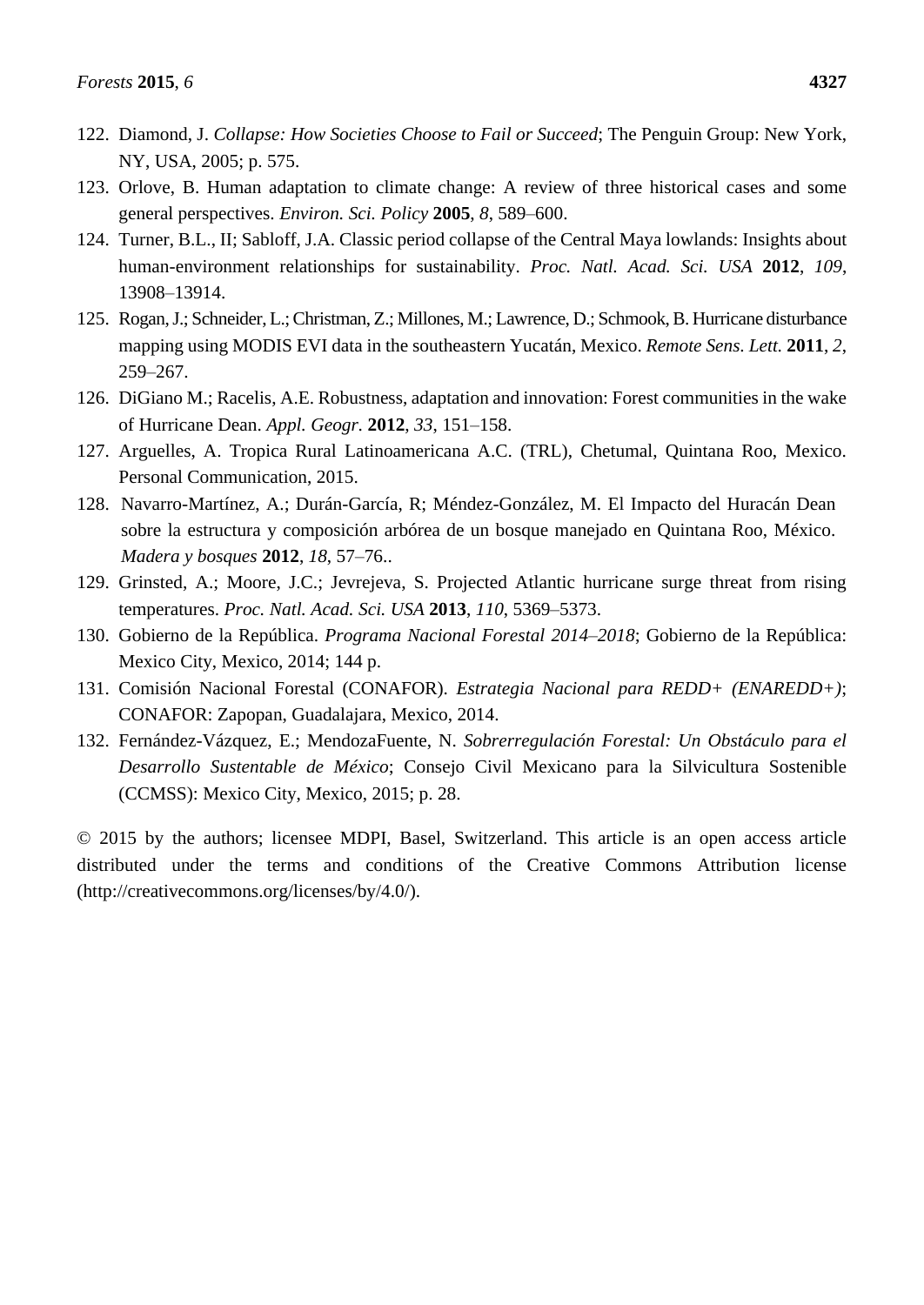122. Diamond, J. *Collapse: How Societies Choose to Fail or Succeed*; The Penguin Group: New York, NY, USA, 2005; p. 575.
123. Orlove, B. Human adaptation to climate change: A review of three historical cases and some general perspectives. *Environ. Sci. Policy* **2005**, *8*, 589–600.
124. Turner, B.L., II; Sabloff, J.A. Classic period collapse of the Central Maya lowlands: Insights about human-environment relationships for sustainability. *Proc. Natl. Acad. Sci. USA* **2012**, *109*, 13908–13914.
125. Rogan, J.; Schneider, L.; Christman, Z.; Millones, M.; Lawrence, D.; Schmook, B. Hurricane disturbance mapping using MODIS EVI data in the southeastern Yucatán, Mexico. *Remote Sens. Lett.* **2011**, *2*, 259–267.
126. DiGiano M.; Racelis, A.E. Robustness, adaptation and innovation: Forest communities in the wake of Hurricane Dean. *Appl. Geogr.* **2012**, *33*, 151–158.
127. Arguelles, A. Tropica Rural Latinoamericana A.C. (TRL), Chetumal, Quintana Roo, Mexico. Personal Communication, 2015.
128. Navarro-Martínez, A.; Durán-García, R; Méndez-González, M. El Impacto del Huracán Dean sobre la estructura y composición arbórea de un bosque manejado en Quintana Roo, México. *Madera y bosques* **2012**, *18*, 57–76..
129. Grinsted, A.; Moore, J.C.; Jevrejeva, S. Projected Atlantic hurricane surge threat from rising temperatures. *Proc. Natl. Acad. Sci. USA* **2013**, *110*, 5369–5373.
130. Gobierno de la República. *Programa Nacional Forestal 2014–2018*; Gobierno de la República: Mexico City, Mexico, 2014; 144 p.
131. Comisión Nacional Forestal (CONAFOR). *Estrategia Nacional para REDD+ (ENAREDD+)*; CONAFOR: Zapopan, Guadalajara, Mexico, 2014.
132. Fernández-Vázquez, E.; MendozaFuente, N. *Sobrerregulación Forestal: Un Obstáculo para el Desarrollo Sustentable de México*; Consejo Civil Mexicano para la Silvicultura Sostenible (CCMSS): Mexico City, Mexico, 2015; p. 28.

© 2015 by the authors; licensee MDPI, Basel, Switzerland. This article is an open access article distributed under the terms and conditions of the Creative Commons Attribution license (http://creativecommons.org/licenses/by/4.0/).